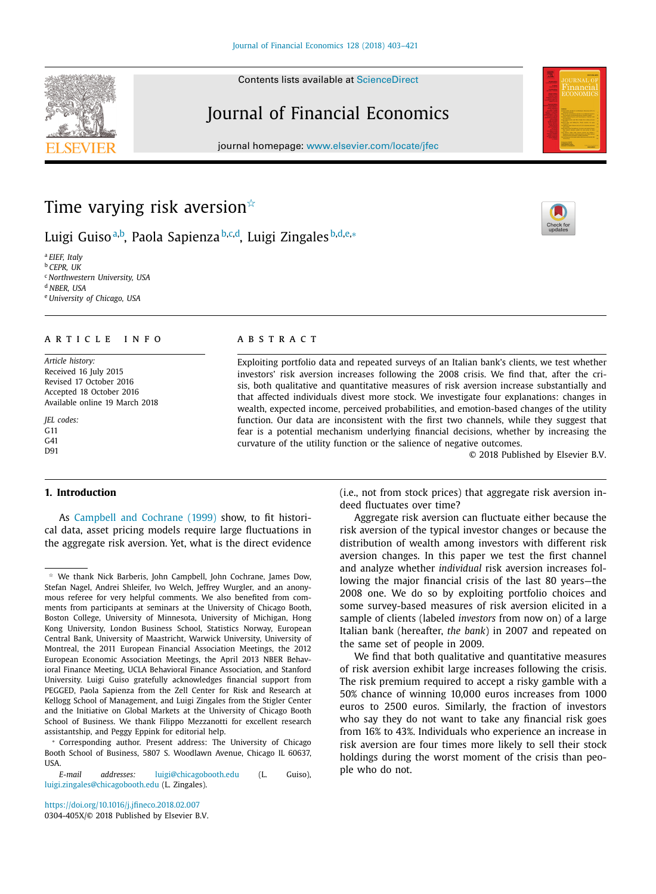# Time varying risk aversion[☆]

Luigi Guiso[a,b], Paola Sapienza[b,c,d], Luigi Zingales[b,d,e,*]

[a] EIEF, Italy
[b] CEPR, UK
[c] Northwestern University, USA
[d] NBER, USA
[e] University of Chicago, USA

## ARTICLE INFO

*Article history:*
Received 16 July 2015
Revised 17 October 2016
Accepted 18 October 2016
Available online 19 March 2018

*JEL codes:*
G11
G41
D91

## ABSTRACT

Exploiting portfolio data and repeated surveys of an Italian bank's clients, we test whether investors' risk aversion increases following the 2008 crisis. We find that, after the crisis, both qualitative and quantitative measures of risk aversion increase substantially and that affected individuals divest more stock. We investigate four explanations: changes in wealth, expected income, perceived probabilities, and emotion-based changes of the utility function. Our data are inconsistent with the first two channels, while they suggest that fear is a potential mechanism underlying financial decisions, whether by increasing the curvature of the utility function or the salience of negative outcomes.

© 2018 Published by Elsevier B.V.

## 1. Introduction

As Campbell and Cochrane (1999) show, to fit historical data, asset pricing models require large fluctuations in the aggregate risk aversion. Yet, what is the direct evidence (i.e., not from stock prices) that aggregate risk aversion indeed fluctuates over time?

Aggregate risk aversion can fluctuate either because the risk aversion of the typical investor changes or because the distribution of wealth among investors with different risk aversion changes. In this paper we test the first channel and analyze whether *individual* risk aversion increases following the major financial crisis of the last 80 years—the 2008 one. We do so by exploiting portfolio choices and some survey-based measures of risk aversion elicited in a sample of clients (labeled *investors* from now on) of a large Italian bank (hereafter, *the bank*) in 2007 and repeated on the same set of people in 2009.

We find that both qualitative and quantitative measures of risk aversion exhibit large increases following the crisis. The risk premium required to accept a risky gamble with a 50% chance of winning 10,000 euros increases from 1000 euros to 2500 euros. Similarly, the fraction of investors who say they do not want to take any financial risk goes from 16% to 43%. Individuals who experience an increase in risk aversion are four times more likely to sell their stock holdings during the worst moment of the crisis than people who do not.

---

☆ We thank Nick Barberis, John Campbell, John Cochrane, James Dow, Stefan Nagel, Andrei Shleifer, Ivo Welch, Jeffrey Wurgler, and an anonymous referee for very helpful comments. We also benefited from comments from participants at seminars at the University of Chicago Booth, Boston College, University of Minnesota, University of Michigan, Hong Kong University, London Business School, Statistics Norway, European Central Bank, University of Maastricht, Warwick University, University of Montreal, the 2011 European Financial Association Meetings, the 2012 European Economic Association Meetings, the April 2013 NBER Behavioral Finance Meeting, UCLA Behavioral Finance Association, and Stanford University. Luigi Guiso gratefully acknowledges financial support from PEGGED, Paola Sapienza from the Zell Center for Risk and Research at Kellogg School of Management, and Luigi Zingales from the Stigler Center and the Initiative on Global Markets at the University of Chicago Booth School of Business. We thank Filippo Mezzanotti for excellent research assistantship, and Peggy Eppink for editorial help.

\* Corresponding author. Present address: The University of Chicago Booth School of Business, 5807 S. Woodlawn Avenue, Chicago IL 60637, USA.

*E-mail addresses:* luigi@chicagobooth.edu (L. Guiso), luigi.zingales@chicagobooth.edu (L. Zingales).

https://doi.org/10.1016/j.jfineco.2018.02.007
0304-405X/© 2018 Published by Elsevier B.V.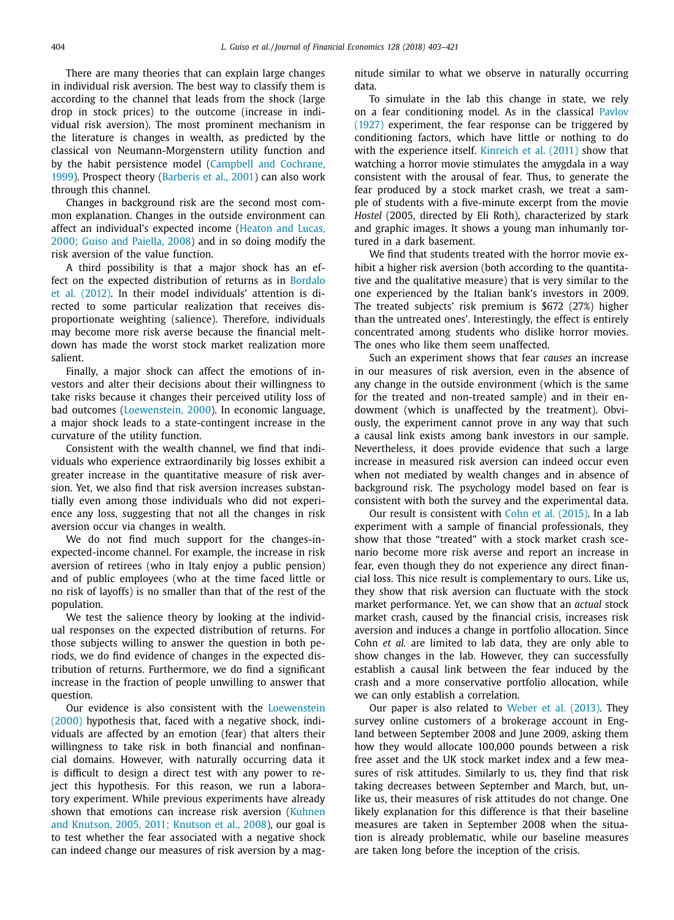There are many theories that can explain large changes in individual risk aversion. The best way to classify them is according to the channel that leads from the shock (large drop in stock prices) to the outcome (increase in individual risk aversion). The most prominent mechanism in the literature is changes in wealth, as predicted by the classical von Neumann-Morgenstern utility function and by the habit persistence model (Campbell and Cochrane, 1999). Prospect theory (Barberis et al., 2001) can also work through this channel.

Changes in background risk are the second most common explanation. Changes in the outside environment can affect an individual's expected income (Heaton and Lucas, 2000; Guiso and Paiella, 2008) and in so doing modify the risk aversion of the value function.

A third possibility is that a major shock has an effect on the expected distribution of returns as in Bordalo et al. (2012). In their model individuals' attention is directed to some particular realization that receives disproportionate weighting (salience). Therefore, individuals may become more risk averse because the financial meltdown has made the worst stock market realization more salient.

Finally, a major shock can affect the emotions of investors and alter their decisions about their willingness to take risks because it changes their perceived utility loss of bad outcomes (Loewenstein, 2000). In economic language, a major shock leads to a state-contingent increase in the curvature of the utility function.

Consistent with the wealth channel, we find that individuals who experience extraordinarily big losses exhibit a greater increase in the quantitative measure of risk aversion. Yet, we also find that risk aversion increases substantially even among those individuals who did not experience any loss, suggesting that not all the changes in risk aversion occur via changes in wealth.

We do not find much support for the changes-in-expected-income channel. For example, the increase in risk aversion of retirees (who in Italy enjoy a public pension) and of public employees (who at the time faced little or no risk of layoffs) is no smaller than that of the rest of the population.

We test the salience theory by looking at the individual responses on the expected distribution of returns. For those subjects willing to answer the question in both periods, we do find evidence of changes in the expected distribution of returns. Furthermore, we do find a significant increase in the fraction of people unwilling to answer that question.

Our evidence is also consistent with the Loewenstein (2000) hypothesis that, faced with a negative shock, individuals are affected by an emotion (fear) that alters their willingness to take risk in both financial and nonfinancial domains. However, with naturally occurring data it is difficult to design a direct test with any power to reject this hypothesis. For this reason, we run a laboratory experiment. While previous experiments have already shown that emotions can increase risk aversion (Kuhnen and Knutson, 2005, 2011; Knutson et al., 2008), our goal is to test whether the fear associated with a negative shock can indeed change our measures of risk aversion by a magnitude similar to what we observe in naturally occurring data.

To simulate in the lab this change in state, we rely on a fear conditioning model. As in the classical Pavlov (1927) experiment, the fear response can be triggered by conditioning factors, which have little or nothing to do with the experience itself. Kinreich et al. (2011) show that watching a horror movie stimulates the amygdala in a way consistent with the arousal of fear. Thus, to generate the fear produced by a stock market crash, we treat a sample of students with a five-minute excerpt from the movie *Hostel* (2005, directed by Eli Roth), characterized by stark and graphic images. It shows a young man inhumanly tortured in a dark basement.

We find that students treated with the horror movie exhibit a higher risk aversion (both according to the quantitative and the qualitative measure) that is very similar to the one experienced by the Italian bank's investors in 2009. The treated subjects' risk premium is $672 (27%) higher than the untreated ones'. Interestingly, the effect is entirely concentrated among students who dislike horror movies. The ones who like them seem unaffected.

Such an experiment shows that fear *causes* an increase in our measures of risk aversion, even in the absence of any change in the outside environment (which is the same for the treated and non-treated sample) and in their endowment (which is unaffected by the treatment). Obviously, the experiment cannot prove in any way that such a causal link exists among bank investors in our sample. Nevertheless, it does provide evidence that such a large increase in measured risk aversion can indeed occur even when not mediated by wealth changes and in absence of background risk. The psychology model based on fear is consistent with both the survey and the experimental data.

Our result is consistent with Cohn et al. (2015). In a lab experiment with a sample of financial professionals, they show that those "treated" with a stock market crash scenario become more risk averse and report an increase in fear, even though they do not experience any direct financial loss. This nice result is complementary to ours. Like us, they show that risk aversion can fluctuate with the stock market performance. Yet, we can show that an *actual* stock market crash, caused by the financial crisis, increases risk aversion and induces a change in portfolio allocation. Since Cohn *et al.* are limited to lab data, they are only able to show changes in the lab. However, they can successfully establish a causal link between the fear induced by the crash and a more conservative portfolio allocation, while we can only establish a correlation.

Our paper is also related to Weber et al. (2013). They survey online customers of a brokerage account in England between September 2008 and June 2009, asking them how they would allocate 100,000 pounds between a risk free asset and the UK stock market index and a few measures of risk attitudes. Similarly to us, they find that risk taking decreases between September and March, but, unlike us, their measures of risk attitudes do not change. One likely explanation for this difference is that their baseline measures are taken in September 2008 when the situation is already problematic, while our baseline measures are taken long before the inception of the crisis.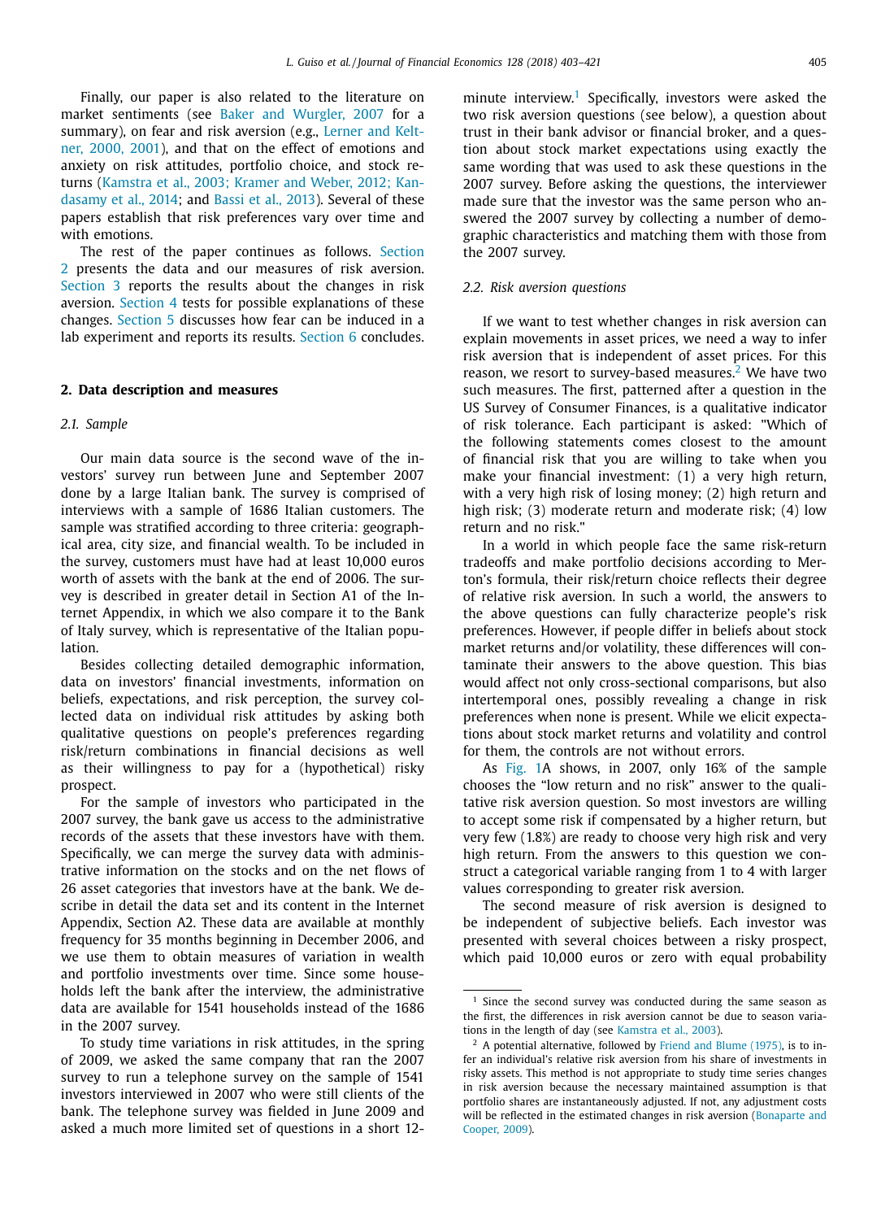Finally, our paper is also related to the literature on market sentiments (see Baker and Wurgler, 2007 for a summary), on fear and risk aversion (e.g., Lerner and Keltner, 2000, 2001), and that on the effect of emotions and anxiety on risk attitudes, portfolio choice, and stock returns (Kamstra et al., 2003; Kramer and Weber, 2012; Kandasamy et al., 2014; and Bassi et al., 2013). Several of these papers establish that risk preferences vary over time and with emotions.

The rest of the paper continues as follows. Section 2 presents the data and our measures of risk aversion. Section 3 reports the results about the changes in risk aversion. Section 4 tests for possible explanations of these changes. Section 5 discusses how fear can be induced in a lab experiment and reports its results. Section 6 concludes.

## 2. Data description and measures

### 2.1. Sample

Our main data source is the second wave of the investors' survey run between June and September 2007 done by a large Italian bank. The survey is comprised of interviews with a sample of 1686 Italian customers. The sample was stratified according to three criteria: geographical area, city size, and financial wealth. To be included in the survey, customers must have had at least 10,000 euros worth of assets with the bank at the end of 2006. The survey is described in greater detail in Section A1 of the Internet Appendix, in which we also compare it to the Bank of Italy survey, which is representative of the Italian population.

Besides collecting detailed demographic information, data on investors' financial investments, information on beliefs, expectations, and risk perception, the survey collected data on individual risk attitudes by asking both qualitative questions on people's preferences regarding risk/return combinations in financial decisions as well as their willingness to pay for a (hypothetical) risky prospect.

For the sample of investors who participated in the 2007 survey, the bank gave us access to the administrative records of the assets that these investors have with them. Specifically, we can merge the survey data with administrative information on the stocks and on the net flows of 26 asset categories that investors have at the bank. We describe in detail the data set and its content in the Internet Appendix, Section A2. These data are available at monthly frequency for 35 months beginning in December 2006, and we use them to obtain measures of variation in wealth and portfolio investments over time. Since some households left the bank after the interview, the administrative data are available for 1541 households instead of the 1686 in the 2007 survey.

To study time variations in risk attitudes, in the spring of 2009, we asked the same company that ran the 2007 survey to run a telephone survey on the sample of 1541 investors interviewed in 2007 who were still clients of the bank. The telephone survey was fielded in June 2009 and asked a much more limited set of questions in a short 12-minute interview.[1] Specifically, investors were asked the two risk aversion questions (see below), a question about trust in their bank advisor or financial broker, and a question about stock market expectations using exactly the same wording that was used to ask these questions in the 2007 survey. Before asking the questions, the interviewer made sure that the investor was the same person who answered the 2007 survey by collecting a number of demographic characteristics and matching them with those from the 2007 survey.

### 2.2. Risk aversion questions

If we want to test whether changes in risk aversion can explain movements in asset prices, we need a way to infer risk aversion that is independent of asset prices. For this reason, we resort to survey-based measures.[2] We have two such measures. The first, patterned after a question in the US Survey of Consumer Finances, is a qualitative indicator of risk tolerance. Each participant is asked: "Which of the following statements comes closest to the amount of financial risk that you are willing to take when you make your financial investment: (1) a very high return, with a very high risk of losing money; (2) high return and high risk; (3) moderate return and moderate risk; (4) low return and no risk."

In a world in which people face the same risk-return tradeoffs and make portfolio decisions according to Merton's formula, their risk/return choice reflects their degree of relative risk aversion. In such a world, the answers to the above questions can fully characterize people's risk preferences. However, if people differ in beliefs about stock market returns and/or volatility, these differences will contaminate their answers to the above question. This bias would affect not only cross-sectional comparisons, but also intertemporal ones, possibly revealing a change in risk preferences when none is present. While we elicit expectations about stock market returns and volatility and control for them, the controls are not without errors.

As Fig. 1A shows, in 2007, only 16% of the sample chooses the "low return and no risk" answer to the qualitative risk aversion question. So most investors are willing to accept some risk if compensated by a higher return, but very few (1.8%) are ready to choose very high risk and very high return. From the answers to this question we construct a categorical variable ranging from 1 to 4 with larger values corresponding to greater risk aversion.

The second measure of risk aversion is designed to be independent of subjective beliefs. Each investor was presented with several choices between a risky prospect, which paid 10,000 euros or zero with equal probability

---

[1] Since the second survey was conducted during the same season as the first, the differences in risk aversion cannot be due to season variations in the length of day (see Kamstra et al., 2003).

[2] A potential alternative, followed by Friend and Blume (1975), is to infer an individual's relative risk aversion from his share of investments in risky assets. This method is not appropriate to study time series changes in risk aversion because the necessary maintained assumption is that portfolio shares are instantaneously adjusted. If not, any adjustment costs will be reflected in the estimated changes in risk aversion (Bonaparte and Cooper, 2009).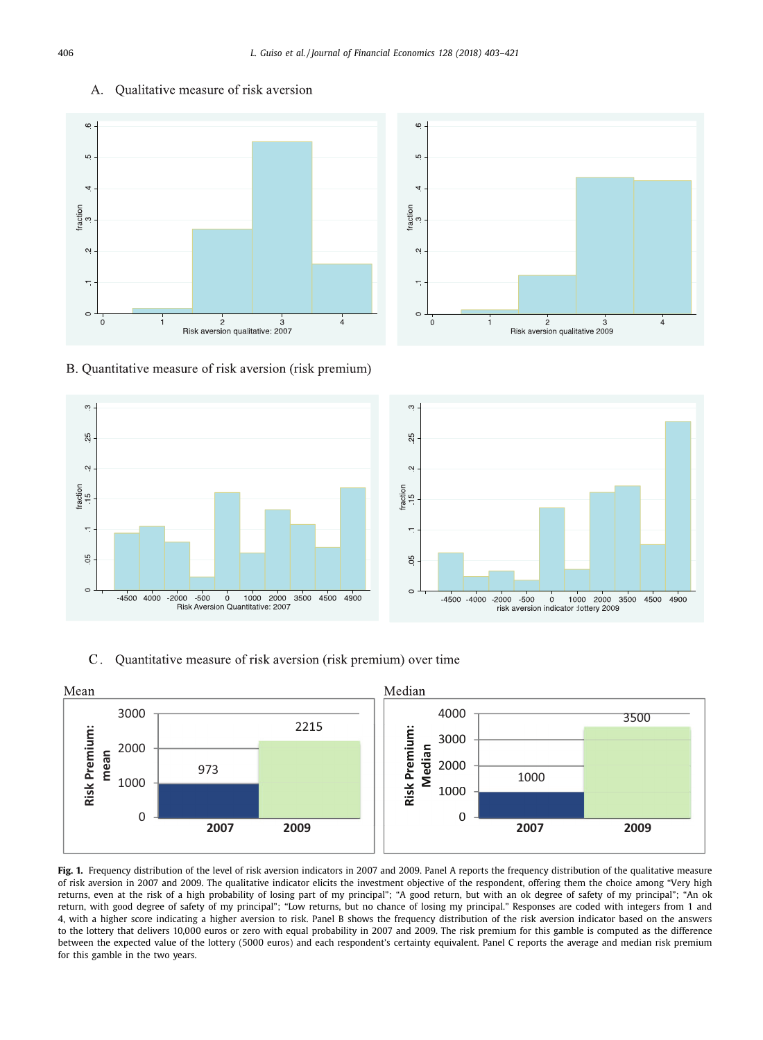A. Qualitative measure of risk aversion

B. Quantitative measure of risk aversion (risk premium)

C. Quantitative measure of risk aversion (risk premium) over time

**Fig. 1.** Frequency distribution of the level of risk aversion indicators in 2007 and 2009. Panel A reports the frequency distribution of the qualitative measure of risk aversion in 2007 and 2009. The qualitative indicator elicits the investment objective of the respondent, offering them the choice among "Very high returns, even at the risk of a high probability of losing part of my principal"; "A good return, but with an ok degree of safety of my principal"; "An ok return, with good degree of safety of my principal"; "Low returns, but no chance of losing my principal." Responses are coded with integers from 1 and 4, with a higher score indicating a higher aversion to risk. Panel B shows the frequency distribution of the risk aversion indicator based on the answers to the lottery that delivers 10,000 euros or zero with equal probability in 2007 and 2009. The risk premium for this gamble is computed as the difference between the expected value of the lottery (5000 euros) and each respondent's certainty equivalent. Panel C reports the average and median risk premium for this gamble in the two years.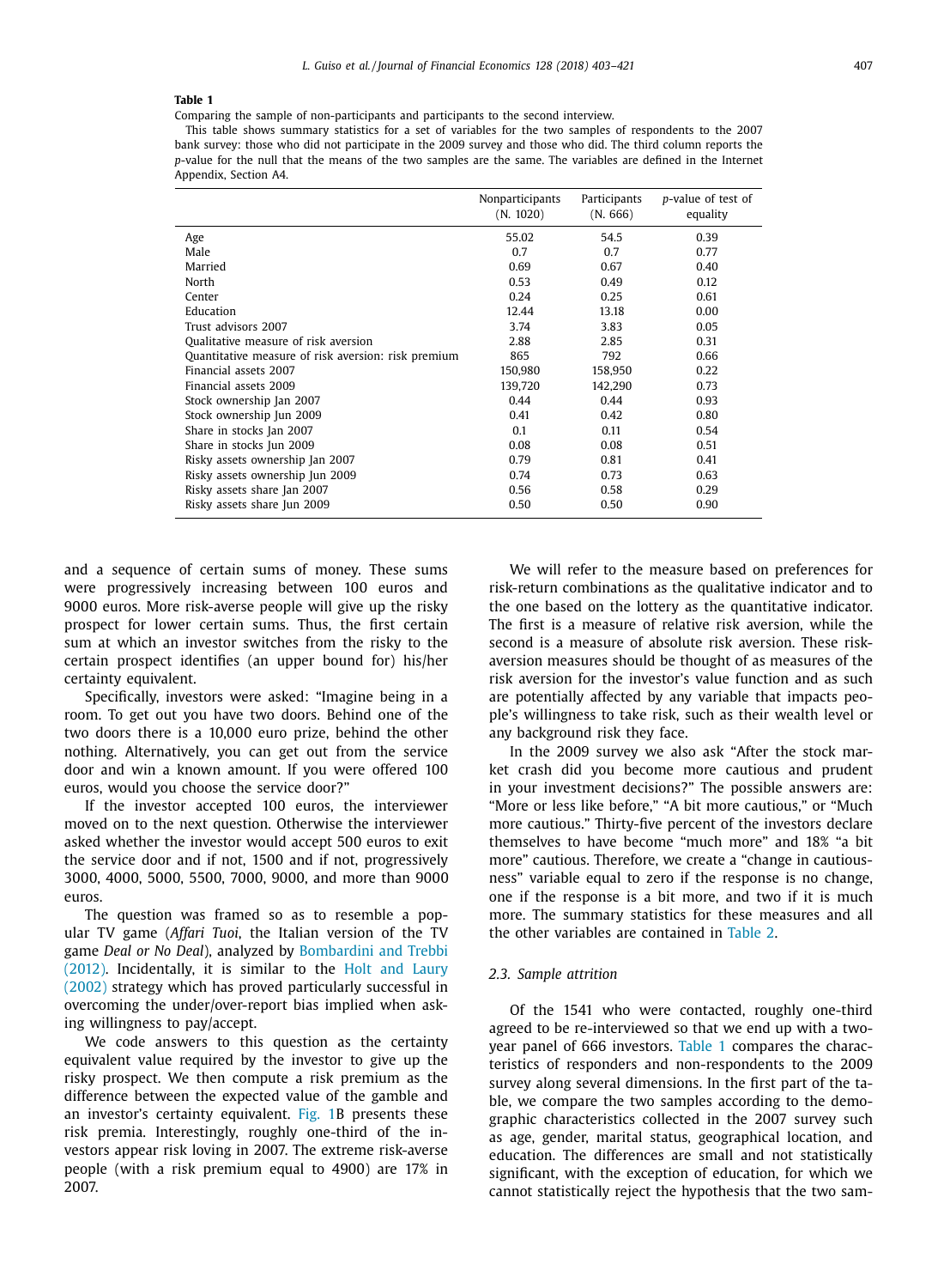**Table 1**

Comparing the sample of non-participants and participants to the second interview.

This table shows summary statistics for a set of variables for the two samples of respondents to the 2007 bank survey: those who did not participate in the 2009 survey and those who did. The third column reports the *p*-value for the null that the means of the two samples are the same. The variables are defined in the Internet Appendix, Section A4.

| | Nonparticipants (N. 1020) | Participants (N. 666) | *p*-value of test of equality |
|---|---|---|---|
| Age | 55.02 | 54.5 | 0.39 |
| Male | 0.7 | 0.7 | 0.77 |
| Married | 0.69 | 0.67 | 0.40 |
| North | 0.53 | 0.49 | 0.12 |
| Center | 0.24 | 0.25 | 0.61 |
| Education | 12.44 | 13.18 | 0.00 |
| Trust advisors 2007 | 3.74 | 3.83 | 0.05 |
| Qualitative measure of risk aversion | 2.88 | 2.85 | 0.31 |
| Quantitative measure of risk aversion: risk premium | 865 | 792 | 0.66 |
| Financial assets 2007 | 150,980 | 158,950 | 0.22 |
| Financial assets 2009 | 139,720 | 142,290 | 0.73 |
| Stock ownership Jan 2007 | 0.44 | 0.44 | 0.93 |
| Stock ownership Jun 2009 | 0.41 | 0.42 | 0.80 |
| Share in stocks Jan 2007 | 0.1 | 0.11 | 0.54 |
| Share in stocks Jun 2009 | 0.08 | 0.08 | 0.51 |
| Risky assets ownership Jan 2007 | 0.79 | 0.81 | 0.41 |
| Risky assets ownership Jun 2009 | 0.74 | 0.73 | 0.63 |
| Risky assets share Jan 2007 | 0.56 | 0.58 | 0.29 |
| Risky assets share Jun 2009 | 0.50 | 0.50 | 0.90 |

and a sequence of certain sums of money. These sums were progressively increasing between 100 euros and 9000 euros. More risk-averse people will give up the risky prospect for lower certain sums. Thus, the first certain sum at which an investor switches from the risky to the certain prospect identifies (an upper bound for) his/her certainty equivalent.

Specifically, investors were asked: "Imagine being in a room. To get out you have two doors. Behind one of the two doors there is a 10,000 euro prize, behind the other nothing. Alternatively, you can get out from the service door and win a known amount. If you were offered 100 euros, would you choose the service door?"

If the investor accepted 100 euros, the interviewer moved on to the next question. Otherwise the interviewer asked whether the investor would accept 500 euros to exit the service door and if not, 1500 and if not, progressively 3000, 4000, 5000, 5500, 7000, 9000, and more than 9000 euros.

The question was framed so as to resemble a popular TV game (*Affari Tuoi*, the Italian version of the TV game *Deal or No Deal*), analyzed by Bombardini and Trebbi (2012). Incidentally, it is similar to the Holt and Laury (2002) strategy which has proved particularly successful in overcoming the under/over-report bias implied when asking willingness to pay/accept.

We code answers to this question as the certainty equivalent value required by the investor to give up the risky prospect. We then compute a risk premium as the difference between the expected value of the gamble and an investor's certainty equivalent. Fig. 1B presents these risk premia. Interestingly, roughly one-third of the investors appear risk loving in 2007. The extreme risk-averse people (with a risk premium equal to 4900) are 17% in 2007.

We will refer to the measure based on preferences for risk-return combinations as the qualitative indicator and to the one based on the lottery as the quantitative indicator. The first is a measure of relative risk aversion, while the second is a measure of absolute risk aversion. These risk-aversion measures should be thought of as measures of the risk aversion for the investor's value function and as such are potentially affected by any variable that impacts people's willingness to take risk, such as their wealth level or any background risk they face.

In the 2009 survey we also ask "After the stock market crash did you become more cautious and prudent in your investment decisions?" The possible answers are: "More or less like before," "A bit more cautious," or "Much more cautious." Thirty-five percent of the investors declare themselves to have become "much more" and 18% "a bit more" cautious. Therefore, we create a "change in cautiousness" variable equal to zero if the response is no change, one if the response is a bit more, and two if it is much more. The summary statistics for these measures and all the other variables are contained in Table 2.

### 2.3. Sample attrition

Of the 1541 who were contacted, roughly one-third agreed to be re-interviewed so that we end up with a two-year panel of 666 investors. Table 1 compares the characteristics of responders and non-respondents to the 2009 survey along several dimensions. In the first part of the table, we compare the two samples according to the demographic characteristics collected in the 2007 survey such as age, gender, marital status, geographical location, and education. The differences are small and not statistically significant, with the exception of education, for which we cannot statistically reject the hypothesis that the two sam-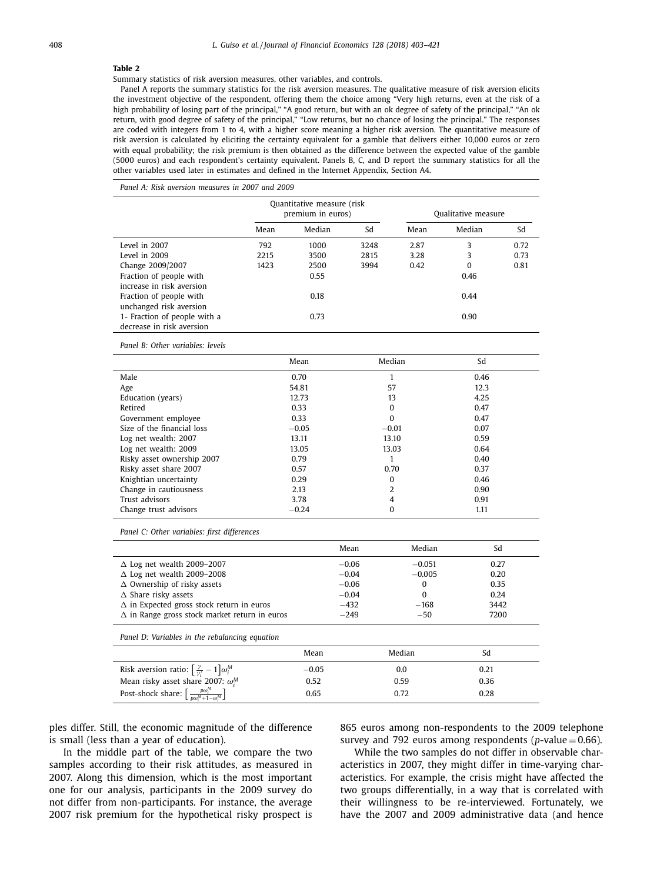**Table 2**

Summary statistics of risk aversion measures, other variables, and controls.

Panel A reports the summary statistics for the risk aversion measures. The qualitative measure of risk aversion elicits the investment objective of the respondent, offering them the choice among "Very high returns, even at the risk of a high probability of losing part of the principal," "A good return, but with an ok degree of safety of the principal," "An ok return, with good degree of safety of the principal," "Low returns, but no chance of losing the principal." The responses are coded with integers from 1 to 4, with a higher score meaning a higher risk aversion. The quantitative measure of risk aversion is calculated by eliciting the certainty equivalent for a gamble that delivers either 10,000 euros or zero with equal probability; the risk premium is then obtained as the difference between the expected value of the gamble (5000 euros) and each respondent's certainty equivalent. Panels B, C, and D report the summary statistics for all the other variables used later in estimates and defined in the Internet Appendix, Section A4.

*Panel A: Risk aversion measures in 2007 and 2009*

| | Quantitative measure (risk premium in euros) | | | Qualitative measure | | |
|---|---|---|---|---|---|---|
| | Mean | Median | Sd | Mean | Median | Sd |
| Level in 2007 | 792 | 1000 | 3248 | 2.87 | 3 | 0.72 |
| Level in 2009 | 2215 | 3500 | 2815 | 3.28 | 3 | 0.73 |
| Change 2009/2007 | 1423 | 2500 | 3994 | 0.42 | 0 | 0.81 |
| Fraction of people with increase in risk aversion | | 0.55 | | | 0.46 | |
| Fraction of people with unchanged risk aversion | | 0.18 | | | 0.44 | |
| 1- Fraction of people with a decrease in risk aversion | | 0.73 | | | 0.90 | |

*Panel B: Other variables: levels*

| | Mean | Median | Sd |
|---|---|---|---|
| Male | 0.70 | 1 | 0.46 |
| Age | 54.81 | 57 | 12.3 |
| Education (years) | 12.73 | 13 | 4.25 |
| Retired | 0.33 | 0 | 0.47 |
| Government employee | 0.33 | 0 | 0.47 |
| Size of the financial loss | −0.05 | −0.01 | 0.07 |
| Log net wealth: 2007 | 13.11 | 13.10 | 0.59 |
| Log net wealth: 2009 | 13.05 | 13.03 | 0.64 |
| Risky asset ownership 2007 | 0.79 | 1 | 0.40 |
| Risky asset share 2007 | 0.57 | 0.70 | 0.37 |
| Knightian uncertainty | 0.29 | 0 | 0.46 |
| Change in cautiousness | 2.13 | 2 | 0.90 |
| Trust advisors | 3.78 | 4 | 0.91 |
| Change trust advisors | −0.24 | 0 | 1.11 |

*Panel C: Other variables: first differences*

| | Mean | Median | Sd |
|---|---|---|---|
| Δ Log net wealth 2009–2007 | −0.06 | −0.051 | 0.27 |
| Δ Log net wealth 2009–2008 | −0.04 | −0.005 | 0.20 |
| Δ Ownership of risky assets | −0.06 | 0 | 0.35 |
| Δ Share risky assets | −0.04 | 0 | 0.24 |
| Δ in Expected gross stock return in euros | −432 | −168 | 3442 |
| Δ in Range gross stock market return in euros | −249 | −50 | 7200 |

*Panel D: Variables in the rebalancing equation*

| | Mean | Median | Sd |
|---|---|---|---|
| Risk aversion ratio: $\left[\frac{\gamma}{\gamma_i'}-1\right]\omega_i^M$ | −0.05 | 0.0 | 0.21 |
| Mean risky asset share 2007: $\omega_i^M$ | 0.52 | 0.59 | 0.36 |
| Post-shock share: $\left[\frac{p\omega_i^M}{p\omega_i^M+1-\omega_i^M}\right]$ | 0.65 | 0.72 | 0.28 |

ples differ. Still, the economic magnitude of the difference is small (less than a year of education).

In the middle part of the table, we compare the two samples according to their risk attitudes, as measured in 2007. Along this dimension, which is the most important one for our analysis, participants in the 2009 survey do not differ from non-participants. For instance, the average 2007 risk premium for the hypothetical risky prospect is 865 euros among non-respondents to the 2009 telephone survey and 792 euros among respondents ($p$-value = 0.66).

While the two samples do not differ in observable characteristics in 2007, they might differ in time-varying characteristics. For example, the crisis might have affected the two groups differentially, in a way that is correlated with their willingness to be re-interviewed. Fortunately, we have the 2007 and 2009 administrative data (and hence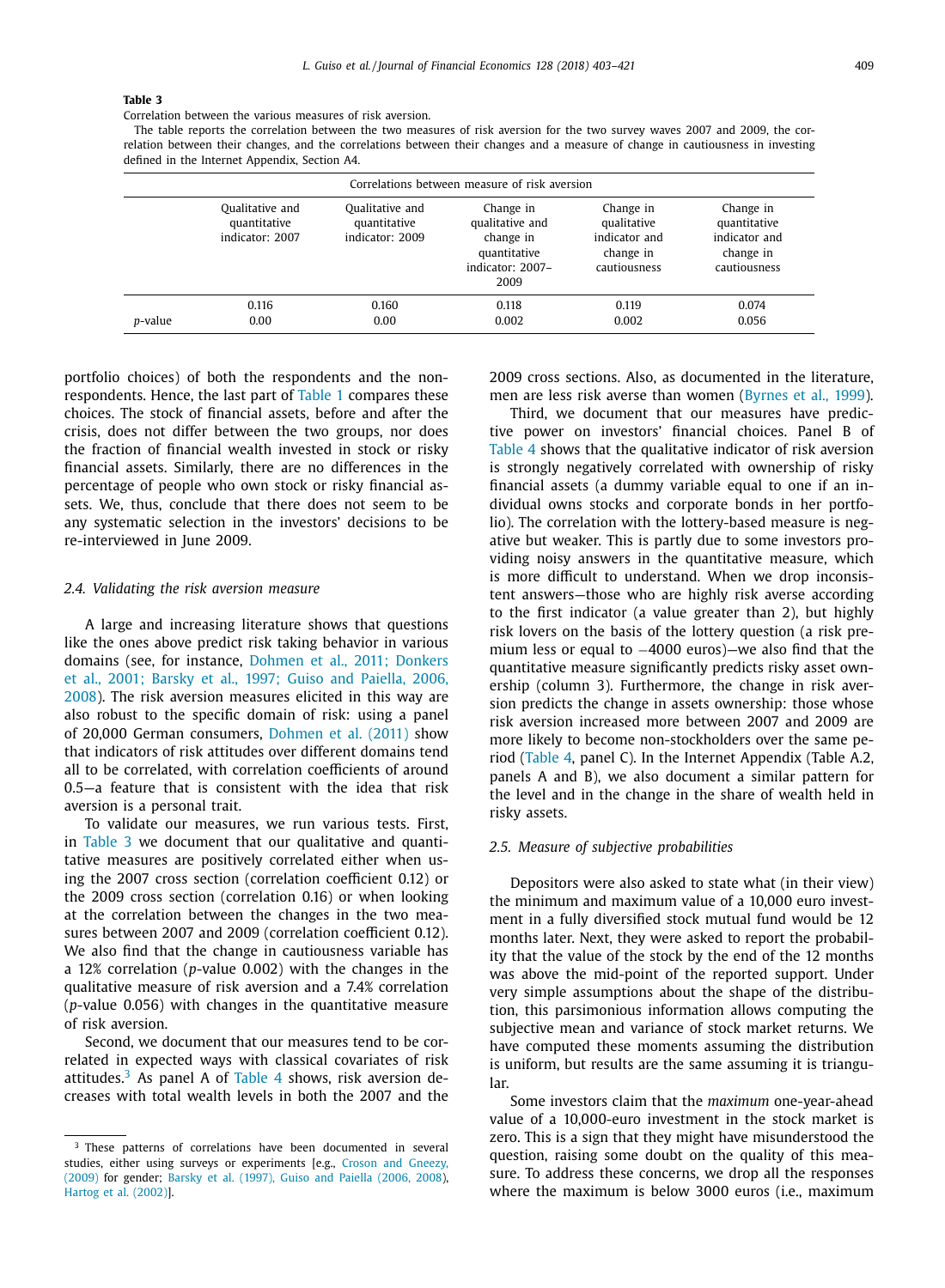**Table 3**

Correlation between the various measures of risk aversion.

The table reports the correlation between the two measures of risk aversion for the two survey waves 2007 and 2009, the correlation between their changes, and the correlations between their changes and a measure of change in cautiousness in investing defined in the Internet Appendix, Section A4.

| | Correlations between measure of risk aversion | | | | |
|---|---|---|---|---|---|
| | Qualitative and quantitative indicator: 2007 | Qualitative and quantitative indicator: 2009 | Change in qualitative and change in quantitative indicator: 2007–2009 | Change in qualitative indicator and change in cautiousness | Change in quantitative indicator and change in cautiousness |
| | 0.116 | 0.160 | 0.118 | 0.119 | 0.074 |
| *p*-value | 0.00 | 0.00 | 0.002 | 0.002 | 0.056 |

portfolio choices) of both the respondents and the non-respondents. Hence, the last part of Table 1 compares these choices. The stock of financial assets, before and after the crisis, does not differ between the two groups, nor does the fraction of financial wealth invested in stock or risky financial assets. Similarly, there are no differences in the percentage of people who own stock or risky financial assets. We, thus, conclude that there does not seem to be any systematic selection in the investors' decisions to be re-interviewed in June 2009.

### 2.4. Validating the risk aversion measure

A large and increasing literature shows that questions like the ones above predict risk taking behavior in various domains (see, for instance, Dohmen et al., 2011; Donkers et al., 2001; Barsky et al., 1997; Guiso and Paiella, 2006, 2008). The risk aversion measures elicited in this way are also robust to the specific domain of risk: using a panel of 20,000 German consumers, Dohmen et al. (2011) show that indicators of risk attitudes over different domains tend all to be correlated, with correlation coefficients of around 0.5—a feature that is consistent with the idea that risk aversion is a personal trait.

To validate our measures, we run various tests. First, in Table 3 we document that our qualitative and quantitative measures are positively correlated either when using the 2007 cross section (correlation coefficient 0.12) or the 2009 cross section (correlation 0.16) or when looking at the correlation between the changes in the two measures between 2007 and 2009 (correlation coefficient 0.12). We also find that the change in cautiousness variable has a 12% correlation (*p*-value 0.002) with the changes in the qualitative measure of risk aversion and a 7.4% correlation (*p*-value 0.056) with changes in the quantitative measure of risk aversion.

Second, we document that our measures tend to be correlated in expected ways with classical covariates of risk attitudes.[3] As panel A of Table 4 shows, risk aversion decreases with total wealth levels in both the 2007 and the 2009 cross sections. Also, as documented in the literature, men are less risk averse than women (Byrnes et al., 1999).

Third, we document that our measures have predictive power on investors' financial choices. Panel B of Table 4 shows that the qualitative indicator of risk aversion is strongly negatively correlated with ownership of risky financial assets (a dummy variable equal to one if an individual owns stocks and corporate bonds in her portfolio). The correlation with the lottery-based measure is negative but weaker. This is partly due to some investors providing noisy answers in the quantitative measure, which is more difficult to understand. When we drop inconsistent answers—those who are highly risk averse according to the first indicator (a value greater than 2), but highly risk lovers on the basis of the lottery question (a risk premium less or equal to −4000 euros)—we also find that the quantitative measure significantly predicts risky asset ownership (column 3). Furthermore, the change in risk aversion predicts the change in assets ownership: those whose risk aversion increased more between 2007 and 2009 are more likely to become non-stockholders over the same period (Table 4, panel C). In the Internet Appendix (Table A.2, panels A and B), we also document a similar pattern for the level and in the change in the share of wealth held in risky assets.

### 2.5. Measure of subjective probabilities

Depositors were also asked to state what (in their view) the minimum and maximum value of a 10,000 euro investment in a fully diversified stock mutual fund would be 12 months later. Next, they were asked to report the probability that the value of the stock by the end of the 12 months was above the mid-point of the reported support. Under very simple assumptions about the shape of the distribution, this parsimonious information allows computing the subjective mean and variance of stock market returns. We have computed these moments assuming the distribution is uniform, but results are the same assuming it is triangular.

Some investors claim that the *maximum* one-year-ahead value of a 10,000-euro investment in the stock market is zero. This is a sign that they might have misunderstood the question, raising some doubt on the quality of this measure. To address these concerns, we drop all the responses where the maximum is below 3000 euros (i.e., maximum

[3] These patterns of correlations have been documented in several studies, either using surveys or experiments [e.g., Croson and Gneezy, (2009) for gender; Barsky et al. (1997), Guiso and Paiella (2006, 2008), Hartog et al. (2002)].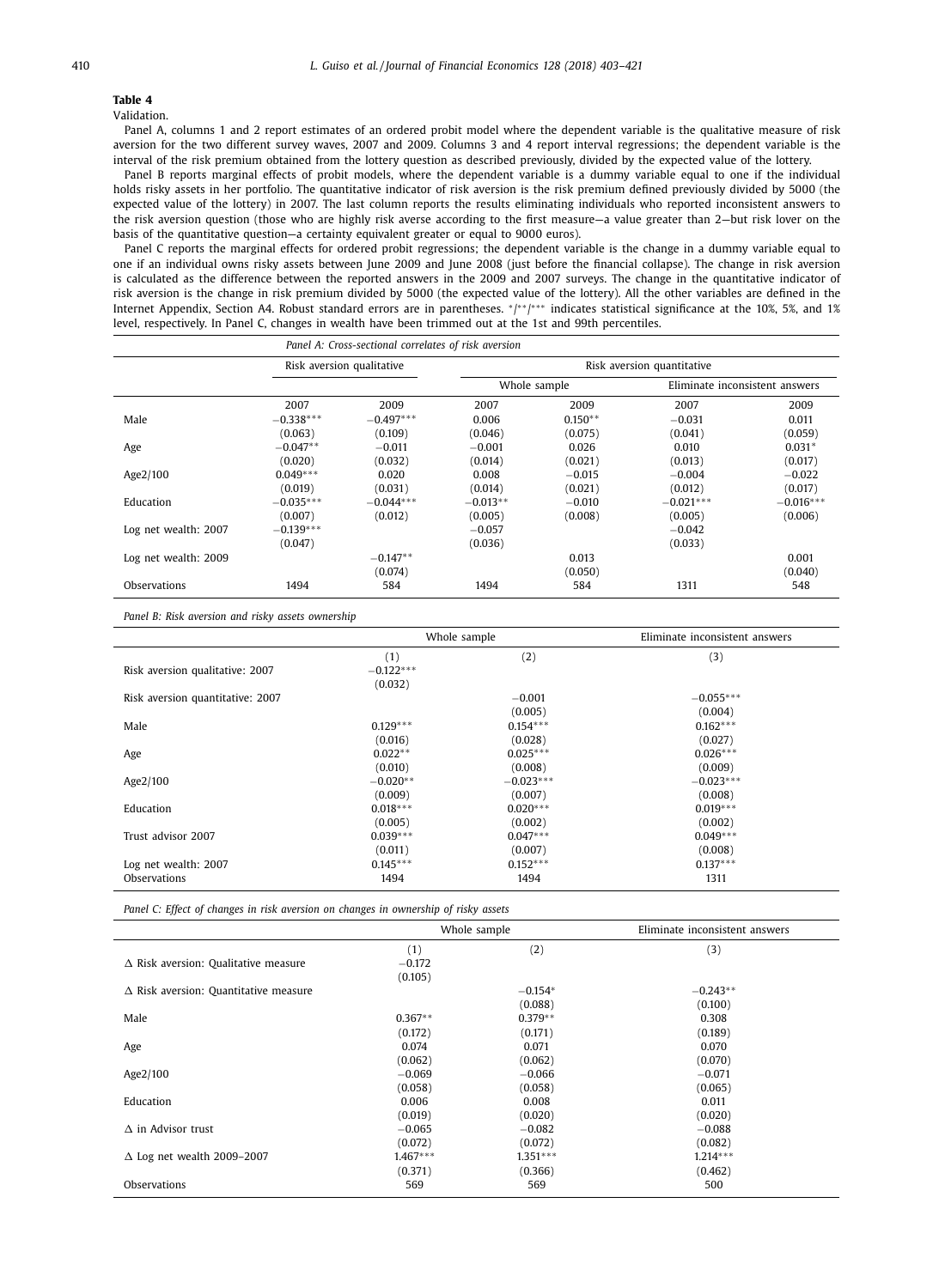**Table 4**

Validation.

Panel A, columns 1 and 2 report estimates of an ordered probit model where the dependent variable is the qualitative measure of risk aversion for the two different survey waves, 2007 and 2009. Columns 3 and 4 report interval regressions; the dependent variable is the interval of the risk premium obtained from the lottery question as described previously, divided by the expected value of the lottery.

Panel B reports marginal effects of probit models, where the dependent variable is a dummy variable equal to one if the individual holds risky assets in her portfolio. The quantitative indicator of risk aversion is the risk premium defined previously divided by 5000 (the expected value of the lottery) in 2007. The last column reports the results eliminating individuals who reported inconsistent answers to the risk aversion question (those who are highly risk averse according to the first measure—a value greater than 2—but risk lover on the basis of the quantitative question—a certainty equivalent greater or equal to 9000 euros).

Panel C reports the marginal effects for ordered probit regressions; the dependent variable is the change in a dummy variable equal to one if an individual owns risky assets between June 2009 and June 2008 (just before the financial collapse). The change in risk aversion is calculated as the difference between the reported answers in the 2009 and 2007 surveys. The change in the quantitative indicator of risk aversion is the change in risk premium divided by 5000 (the expected value of the lottery). All the other variables are defined in the Internet Appendix, Section A4. Robust standard errors are in parentheses. */**/*** indicates statistical significance at the 10%, 5%, and 1% level, respectively. In Panel C, changes in wealth have been trimmed out at the 1st and 99th percentiles.

*Panel A: Cross-sectional correlates of risk aversion*

| | Risk aversion qualitative | | Risk aversion quantitative | | | |
|---|---|---|---|---|---|---|
| | | | Whole sample | | Eliminate inconsistent answers | |
| | 2007 | 2009 | 2007 | 2009 | 2007 | 2009 |
| Male | −0.338*** | −0.497*** | 0.006 | 0.150** | −0.031 | 0.011 |
| | (0.063) | (0.109) | (0.046) | (0.075) | (0.041) | (0.059) |
| Age | −0.047** | −0.011 | −0.001 | 0.026 | 0.010 | 0.031* |
| | (0.020) | (0.032) | (0.014) | (0.021) | (0.013) | (0.017) |
| Age2/100 | 0.049*** | 0.020 | 0.008 | −0.015 | −0.004 | −0.022 |
| | (0.019) | (0.031) | (0.014) | (0.021) | (0.012) | (0.017) |
| Education | −0.035*** | −0.044*** | −0.013** | −0.010 | −0.021*** | −0.016*** |
| | (0.007) | (0.012) | (0.005) | (0.008) | (0.005) | (0.006) |
| Log net wealth: 2007 | −0.139*** | | −0.057 | | −0.042 | |
| | (0.047) | | (0.036) | | (0.033) | |
| Log net wealth: 2009 | | −0.147** | | 0.013 | | 0.001 |
| | | (0.074) | | (0.050) | | (0.040) |
| Observations | 1494 | 584 | 1494 | 584 | 1311 | 548 |

*Panel B: Risk aversion and risky assets ownership*

| | Whole sample | | Eliminate inconsistent answers |
|---|---|---|---|
| | (1) | (2) | (3) |
| Risk aversion qualitative: 2007 | −0.122*** | | |
| | (0.032) | | |
| Risk aversion quantitative: 2007 | | −0.001 | −0.055*** |
| | | (0.005) | (0.004) |
| Male | 0.129*** | 0.154*** | 0.162*** |
| | (0.016) | (0.028) | (0.027) |
| Age | 0.022** | 0.025*** | 0.026*** |
| | (0.010) | (0.008) | (0.009) |
| Age2/100 | −0.020** | −0.023*** | −0.023*** |
| | (0.009) | (0.007) | (0.008) |
| Education | 0.018*** | 0.020*** | 0.019*** |
| | (0.005) | (0.002) | (0.002) |
| Trust advisor 2007 | 0.039*** | 0.047*** | 0.049*** |
| | (0.011) | (0.007) | (0.008) |
| Log net wealth: 2007 | 0.145*** | 0.152*** | 0.137*** |
| Observations | 1494 | 1494 | 1311 |

*Panel C: Effect of changes in risk aversion on changes in ownership of risky assets*

| | Whole sample | | Eliminate inconsistent answers |
|---|---|---|---|
| | (1) | (2) | (3) |
| Δ Risk aversion: Qualitative measure | −0.172 | | |
| | (0.105) | | |
| Δ Risk aversion: Quantitative measure | | −0.154* | −0.243** |
| | | (0.088) | (0.100) |
| Male | 0.367** | 0.379** | 0.308 |
| | (0.172) | (0.171) | (0.189) |
| Age | 0.074 | 0.071 | 0.070 |
| | (0.062) | (0.062) | (0.070) |
| Age2/100 | −0.069 | −0.066 | −0.071 |
| | (0.058) | (0.058) | (0.065) |
| Education | 0.006 | 0.008 | 0.011 |
| | (0.019) | (0.020) | (0.020) |
| Δ in Advisor trust | −0.065 | −0.082 | −0.088 |
| | (0.072) | (0.072) | (0.082) |
| Δ Log net wealth 2009–2007 | 1.467*** | 1.351*** | 1.214*** |
| | (0.371) | (0.366) | (0.462) |
| Observations | 569 | 569 | 500 |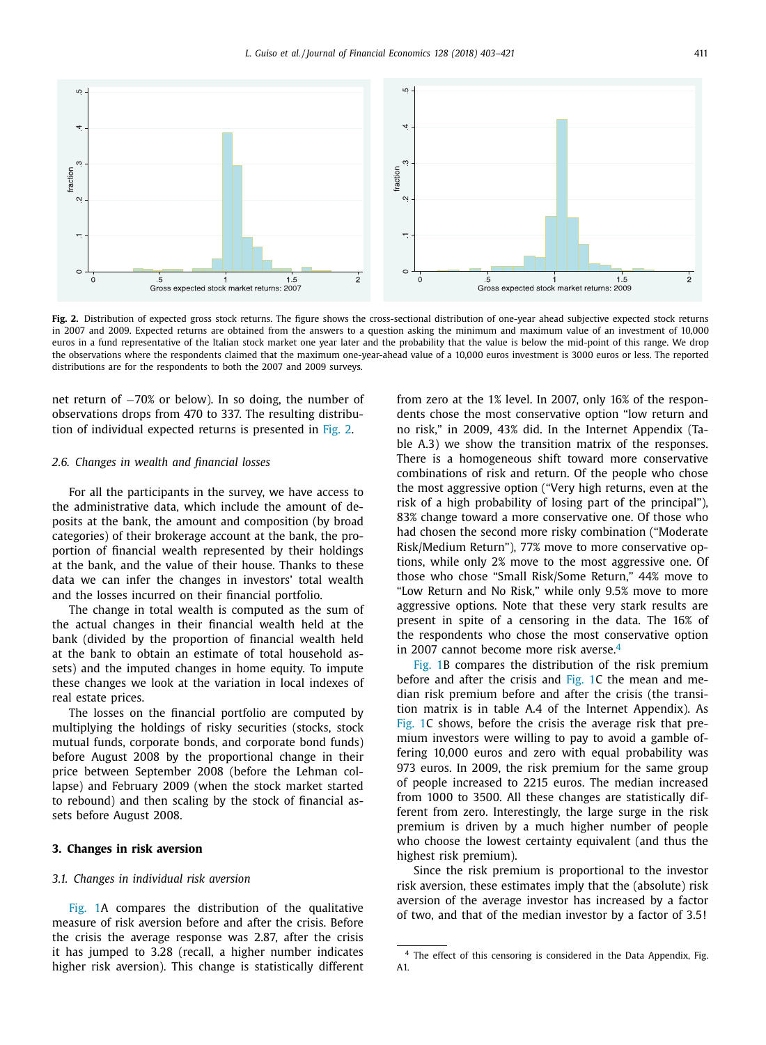**Fig. 2.** Distribution of expected gross stock returns. The figure shows the cross-sectional distribution of one-year ahead subjective expected stock returns in 2007 and 2009. Expected returns are obtained from the answers to a question asking the minimum and maximum value of an investment of 10,000 euros in a fund representative of the Italian stock market one year later and the probability that the value is below the mid-point of this range. We drop the observations where the respondents claimed that the maximum one-year-ahead value of a 10,000 euros investment is 3000 euros or less. The reported distributions are for the respondents to both the 2007 and 2009 surveys.

net return of −70% or below). In so doing, the number of observations drops from 470 to 337. The resulting distribution of individual expected returns is presented in Fig. 2.

### 2.6. Changes in wealth and financial losses

For all the participants in the survey, we have access to the administrative data, which include the amount of deposits at the bank, the amount and composition (by broad categories) of their brokerage account at the bank, the proportion of financial wealth represented by their holdings at the bank, and the value of their house. Thanks to these data we can infer the changes in investors' total wealth and the losses incurred on their financial portfolio.

The change in total wealth is computed as the sum of the actual changes in their financial wealth held at the bank (divided by the proportion of financial wealth held at the bank to obtain an estimate of total household assets) and the imputed changes in home equity. To impute these changes we look at the variation in local indexes of real estate prices.

The losses on the financial portfolio are computed by multiplying the holdings of risky securities (stocks, stock mutual funds, corporate bonds, and corporate bond funds) before August 2008 by the proportional change in their price between September 2008 (before the Lehman collapse) and February 2009 (when the stock market started to rebound) and then scaling by the stock of financial assets before August 2008.

## 3. Changes in risk aversion

### 3.1. Changes in individual risk aversion

Fig. 1A compares the distribution of the qualitative measure of risk aversion before and after the crisis. Before the crisis the average response was 2.87, after the crisis it has jumped to 3.28 (recall, a higher number indicates higher risk aversion). This change is statistically different from zero at the 1% level. In 2007, only 16% of the respondents chose the most conservative option "low return and no risk," in 2009, 43% did. In the Internet Appendix (Table A.3) we show the transition matrix of the responses. There is a homogeneous shift toward more conservative combinations of risk and return. Of the people who chose the most aggressive option ("Very high returns, even at the risk of a high probability of losing part of the principal"), 83% change toward a more conservative one. Of those who had chosen the second more risky combination ("Moderate Risk/Medium Return"), 77% move to more conservative options, while only 2% move to the most aggressive one. Of those who chose "Small Risk/Some Return," 44% move to "Low Return and No Risk," while only 9.5% move to more aggressive options. Note that these very stark results are present in spite of a censoring in the data. The 16% of the respondents who chose the most conservative option in 2007 cannot become more risk averse.[4]

Fig. 1B compares the distribution of the risk premium before and after the crisis and Fig. 1C the mean and median risk premium before and after the crisis (the transition matrix is in table A.4 of the Internet Appendix). As Fig. 1C shows, before the crisis the average risk that premium investors were willing to pay to avoid a gamble offering 10,000 euros and zero with equal probability was 973 euros. In 2009, the risk premium for the same group of people increased to 2215 euros. The median increased from 1000 to 3500. All these changes are statistically different from zero. Interestingly, the large surge in the risk premium is driven by a much higher number of people who choose the lowest certainty equivalent (and thus the highest risk premium).

Since the risk premium is proportional to the investor risk aversion, these estimates imply that the (absolute) risk aversion of the average investor has increased by a factor of two, and that of the median investor by a factor of 3.5!

[4] The effect of this censoring is considered in the Data Appendix, Fig. A1.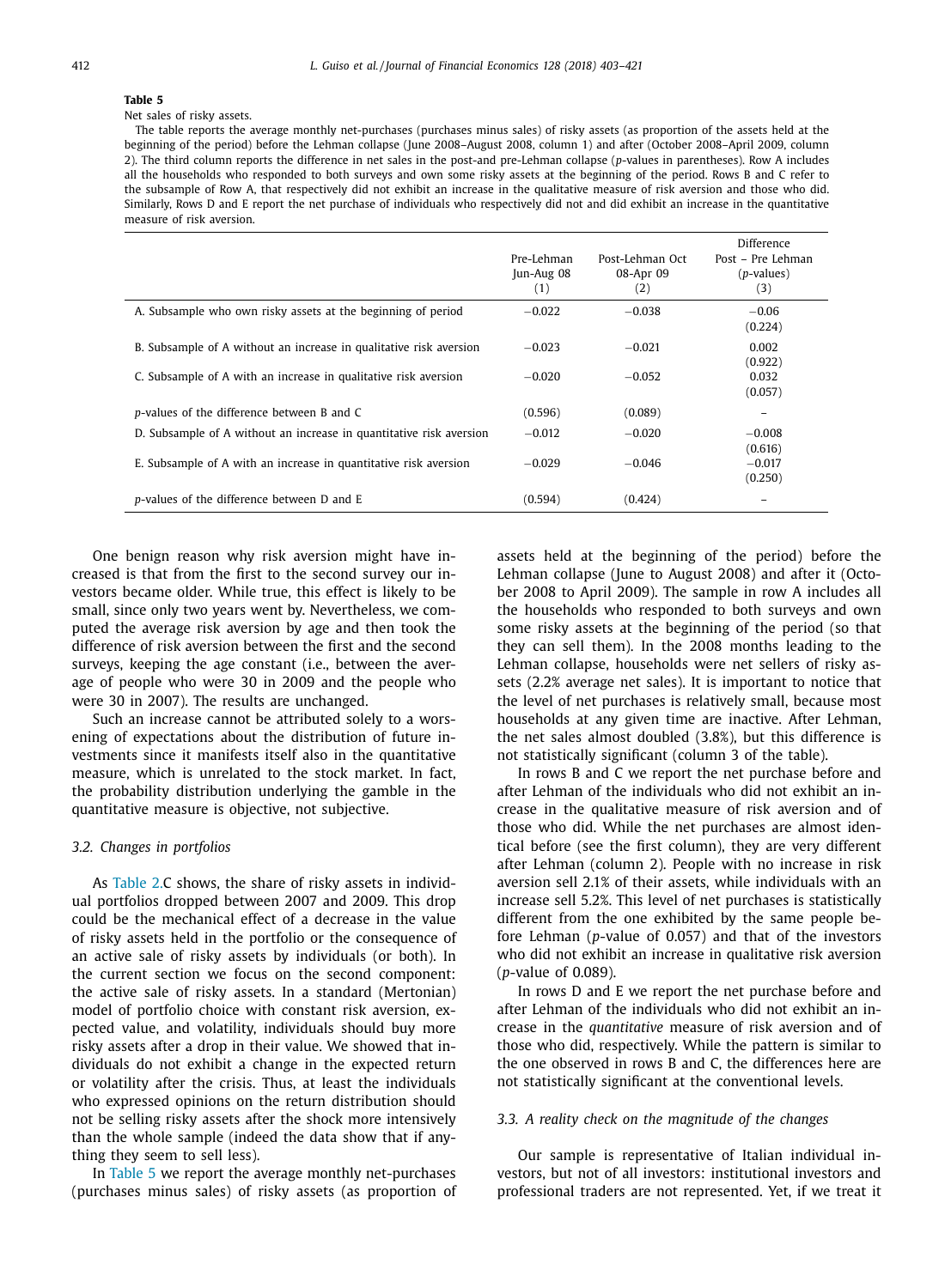**Table 5**

Net sales of risky assets.

The table reports the average monthly net-purchases (purchases minus sales) of risky assets (as proportion of the assets held at the beginning of the period) before the Lehman collapse (June 2008–August 2008, column 1) and after (October 2008–April 2009, column 2). The third column reports the difference in net sales in the post-and pre-Lehman collapse (*p*-values in parentheses). Row A includes all the households who responded to both surveys and own some risky assets at the beginning of the period. Rows B and C refer to the subsample of Row A, that respectively did not exhibit an increase in the qualitative measure of risk aversion and those who did. Similarly, Rows D and E report the net purchase of individuals who respectively did not and did exhibit an increase in the quantitative measure of risk aversion.

| | Pre-Lehman Jun-Aug 08 (1) | Post-Lehman Oct 08-Apr 09 (2) | Difference Post – Pre Lehman (*p*-values) (3) |
|---|---|---|---|
| A. Subsample who own risky assets at the beginning of period | −0.022 | −0.038 | −0.06 (0.224) |
| B. Subsample of A without an increase in qualitative risk aversion | −0.023 | −0.021 | 0.002 (0.922) |
| C. Subsample of A with an increase in qualitative risk aversion | −0.020 | −0.052 | 0.032 (0.057) |
| *p*-values of the difference between B and C | (0.596) | (0.089) | – |
| D. Subsample of A without an increase in quantitative risk aversion | −0.012 | −0.020 | −0.008 (0.616) |
| E. Subsample of A with an increase in quantitative risk aversion | −0.029 | −0.046 | −0.017 (0.250) |
| *p*-values of the difference between D and E | (0.594) | (0.424) | – |

One benign reason why risk aversion might have increased is that from the first to the second survey our investors became older. While true, this effect is likely to be small, since only two years went by. Nevertheless, we computed the average risk aversion by age and then took the difference of risk aversion between the first and the second surveys, keeping the age constant (i.e., between the average of people who were 30 in 2009 and the people who were 30 in 2007). The results are unchanged.

Such an increase cannot be attributed solely to a worsening of expectations about the distribution of future investments since it manifests itself also in the quantitative measure, which is unrelated to the stock market. In fact, the probability distribution underlying the gamble in the quantitative measure is objective, not subjective.

### 3.2. Changes in portfolios

As Table 2.C shows, the share of risky assets in individual portfolios dropped between 2007 and 2009. This drop could be the mechanical effect of a decrease in the value of risky assets held in the portfolio or the consequence of an active sale of risky assets by individuals (or both). In the current section we focus on the second component: the active sale of risky assets. In a standard (Mertonian) model of portfolio choice with constant risk aversion, expected value, and volatility, individuals should buy more risky assets after a drop in their value. We showed that individuals do not exhibit a change in the expected return or volatility after the crisis. Thus, at least the individuals who expressed opinions on the return distribution should not be selling risky assets after the shock more intensively than the whole sample (indeed the data show that if anything they seem to sell less).

In Table 5 we report the average monthly net-purchases (purchases minus sales) of risky assets (as proportion of assets held at the beginning of the period) before the Lehman collapse (June to August 2008) and after it (October 2008 to April 2009). The sample in row A includes all the households who responded to both surveys and own some risky assets at the beginning of the period (so that they can sell them). In the 2008 months leading to the Lehman collapse, households were net sellers of risky assets (2.2% average net sales). It is important to notice that the level of net purchases is relatively small, because most households at any given time are inactive. After Lehman, the net sales almost doubled (3.8%), but this difference is not statistically significant (column 3 of the table).

In rows B and C we report the net purchase before and after Lehman of the individuals who did not exhibit an increase in the qualitative measure of risk aversion and of those who did. While the net purchases are almost identical before (see the first column), they are very different after Lehman (column 2). People with no increase in risk aversion sell 2.1% of their assets, while individuals with an increase sell 5.2%. This level of net purchases is statistically different from the one exhibited by the same people before Lehman (*p*-value of 0.057) and that of the investors who did not exhibit an increase in qualitative risk aversion (*p*-value of 0.089).

In rows D and E we report the net purchase before and after Lehman of the individuals who did not exhibit an increase in the *quantitative* measure of risk aversion and of those who did, respectively. While the pattern is similar to the one observed in rows B and C, the differences here are not statistically significant at the conventional levels.

### 3.3. A reality check on the magnitude of the changes

Our sample is representative of Italian individual investors, but not of all investors: institutional investors and professional traders are not represented. Yet, if we treat it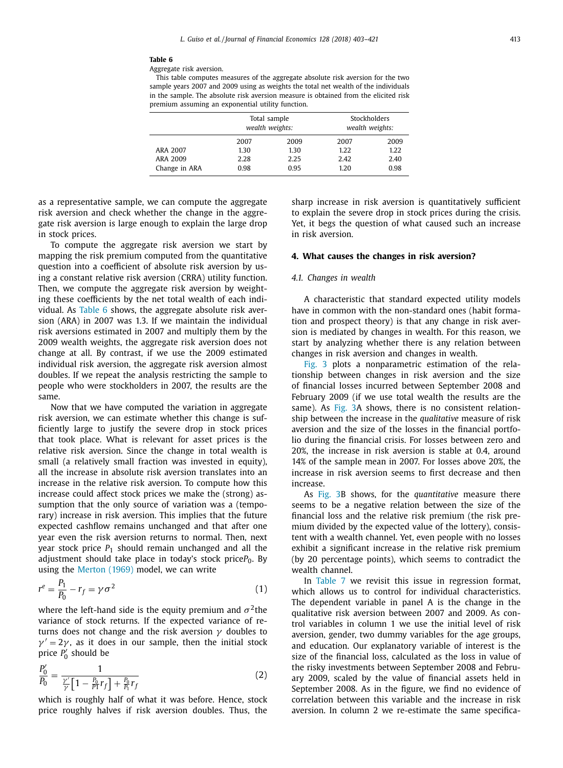**Table 6**

Aggregate risk aversion.

This table computes measures of the aggregate absolute risk aversion for the two sample years 2007 and 2009 using as weights the total net wealth of the individuals in the sample. The absolute risk aversion measure is obtained from the elicited risk premium assuming an exponential utility function.

| | Total sample *wealth weights:* | | Stockholders *wealth weights:* | |
|---|---|---|---|---|
| | 2007 | 2009 | 2007 | 2009 |
| ARA 2007 | 1.30 | 1.30 | 1.22 | 1.22 |
| ARA 2009 | 2.28 | 2.25 | 2.42 | 2.40 |
| Change in ARA | 0.98 | 0.95 | 1.20 | 0.98 |

as a representative sample, we can compute the aggregate risk aversion and check whether the change in the aggregate risk aversion is large enough to explain the large drop in stock prices.

To compute the aggregate risk aversion we start by mapping the risk premium computed from the quantitative question into a coefficient of absolute risk aversion by using a constant relative risk aversion (CRRA) utility function. Then, we compute the aggregate risk aversion by weighting these coefficients by the net total wealth of each individual. As Table 6 shows, the aggregate absolute risk aversion (ARA) in 2007 was 1.3. If we maintain the individual risk aversions estimated in 2007 and multiply them by the 2009 wealth weights, the aggregate risk aversion does not change at all. By contrast, if we use the 2009 estimated individual risk aversion, the aggregate risk aversion almost doubles. If we repeat the analysis restricting the sample to people who were stockholders in 2007, the results are the same.

Now that we have computed the variation in aggregate risk aversion, we can estimate whether this change is sufficiently large to justify the severe drop in stock prices that took place. What is relevant for asset prices is the relative risk aversion. Since the change in total wealth is small (a relatively small fraction was invested in equity), all the increase in absolute risk aversion translates into an increase in the relative risk aversion. To compute how this increase could affect stock prices we make the (strong) assumption that the only source of variation was a (temporary) increase in risk aversion. This implies that the future expected cashflow remains unchanged and that after one year even the risk aversion returns to normal. Then, next year stock price $P_1$ should remain unchanged and all the adjustment should take place in today's stock price$P_0$. By using the Merton (1969) model, we can write

$$r^e = \frac{P_1}{P_0} - r_f = \gamma \sigma^2 \tag{1}$$

where the left-hand side is the equity premium and $\sigma^2$the variance of stock returns. If the expected variance of returns does not change and the risk aversion $\gamma$ doubles to $\gamma' = 2\gamma$, as it does in our sample, then the initial stock price $P_0'$ should be

$$\frac{P_0'}{P_0} = \frac{1}{\frac{\gamma'}{\gamma}\left[1 - \frac{P_0}{P1} r_f\right] + \frac{P_0}{P_1} r_f} \tag{2}$$

which is roughly half of what it was before. Hence, stock price roughly halves if risk aversion doubles. Thus, the sharp increase in risk aversion is quantitatively sufficient to explain the severe drop in stock prices during the crisis. Yet, it begs the question of what caused such an increase in risk aversion.

## 4. What causes the changes in risk aversion?

### 4.1. Changes in wealth

A characteristic that standard expected utility models have in common with the non-standard ones (habit formation and prospect theory) is that any change in risk aversion is mediated by changes in wealth. For this reason, we start by analyzing whether there is any relation between changes in risk aversion and changes in wealth.

Fig. 3 plots a nonparametric estimation of the relationship between changes in risk aversion and the size of financial losses incurred between September 2008 and February 2009 (if we use total wealth the results are the same). As Fig. 3A shows, there is no consistent relationship between the increase in the *qualitative* measure of risk aversion and the size of the losses in the financial portfolio during the financial crisis. For losses between zero and 20%, the increase in risk aversion is stable at 0.4, around 14% of the sample mean in 2007. For losses above 20%, the increase in risk aversion seems to first decrease and then increase.

As Fig. 3B shows, for the *quantitative* measure there seems to be a negative relation between the size of the financial loss and the relative risk premium (the risk premium divided by the expected value of the lottery), consistent with a wealth channel. Yet, even people with no losses exhibit a significant increase in the relative risk premium (by 20 percentage points), which seems to contradict the wealth channel.

In Table 7 we revisit this issue in regression format, which allows us to control for individual characteristics. The dependent variable in panel A is the change in the qualitative risk aversion between 2007 and 2009. As control variables in column 1 we use the initial level of risk aversion, gender, two dummy variables for the age groups, and education. Our explanatory variable of interest is the size of the financial loss, calculated as the loss in value of the risky investments between September 2008 and February 2009, scaled by the value of financial assets held in September 2008. As in the figure, we find no evidence of correlation between this variable and the increase in risk aversion. In column 2 we re-estimate the same specifica-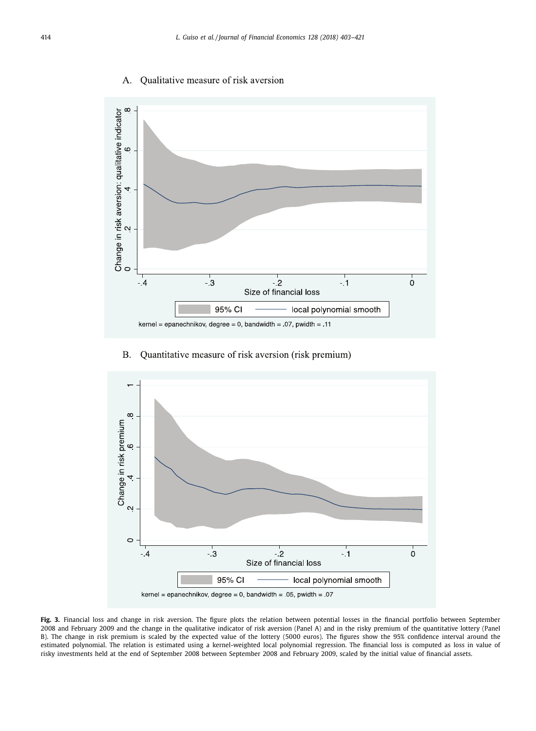A. Qualitative measure of risk aversion

B. Quantitative measure of risk aversion (risk premium)

**Fig. 3.** Financial loss and change in risk aversion. The figure plots the relation between potential losses in the financial portfolio between September 2008 and February 2009 and the change in the qualitative indicator of risk aversion (Panel A) and in the risky premium of the quantitative lottery (Panel B). The change in risk premium is scaled by the expected value of the lottery (5000 euros). The figures show the 95% confidence interval around the estimated polynomial. The relation is estimated using a kernel-weighted local polynomial regression. The financial loss is computed as loss in value of risky investments held at the end of September 2008 between September 2008 and February 2009, scaled by the initial value of financial assets.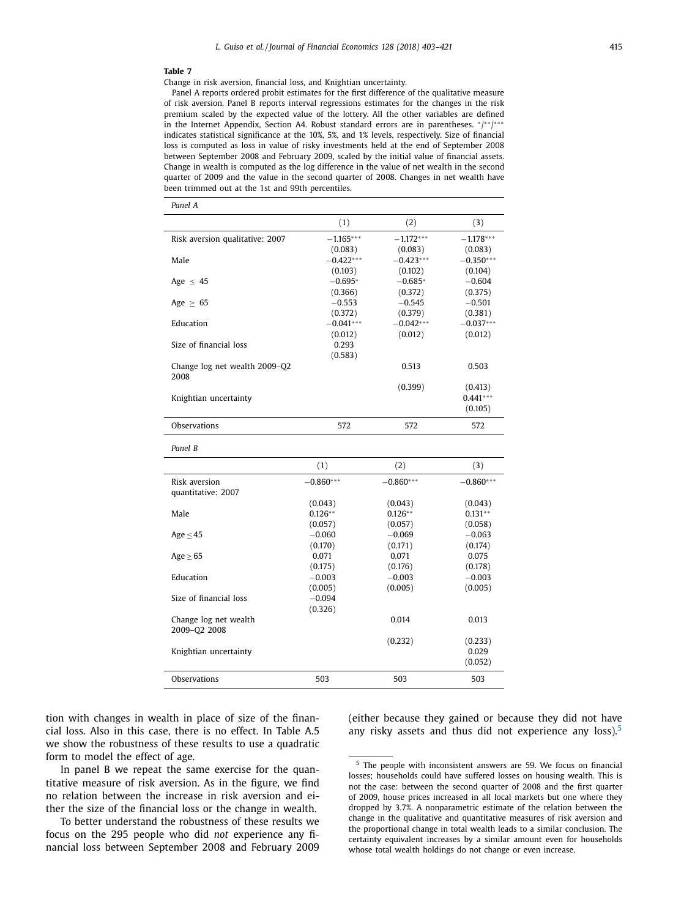**Table 7**

Change in risk aversion, financial loss, and Knightian uncertainty.

Panel A reports ordered probit estimates for the first difference of the qualitative measure of risk aversion. Panel B reports interval regressions estimates for the changes in the risk premium scaled by the expected value of the lottery. All the other variables are defined in the Internet Appendix, Section A4. Robust standard errors are in parentheses. */**/*** indicates statistical significance at the 10%, 5%, and 1% levels, respectively. Size of financial loss is computed as loss in value of risky investments held at the end of September 2008 between September 2008 and February 2009, scaled by the initial value of financial assets. Change in wealth is computed as the log difference in the value of net wealth in the second quarter of 2009 and the value in the second quarter of 2008. Changes in net wealth have been trimmed out at the 1st and 99th percentiles.

*Panel A*

| | (1) | (2) | (3) |
|---|---|---|---|
| Risk aversion qualitative: 2007 | −1.165*** | −1.172*** | −1.178*** |
| | (0.083) | (0.083) | (0.083) |
| Male | −0.422*** | −0.423*** | −0.350*** |
| | (0.103) | (0.102) | (0.104) |
| Age $\leq$ 45 | −0.695* | −0.685* | −0.604 |
| | (0.366) | (0.372) | (0.375) |
| Age $\geq$ 65 | −0.553 | −0.545 | −0.501 |
| | (0.372) | (0.379) | (0.381) |
| Education | −0.041*** | −0.042*** | −0.037*** |
| | (0.012) | (0.012) | (0.012) |
| Size of financial loss | 0.293 | | |
| | (0.583) | | |
| Change log net wealth 2009–Q2 2008 | | 0.513 | 0.503 |
| | | (0.399) | (0.413) |
| Knightian uncertainty | | | 0.441*** |
| | | | (0.105) |
| Observations | 572 | 572 | 572 |

*Panel B*

| | (1) | (2) | (3) |
|---|---|---|---|
| Risk aversion quantitative: 2007 | −0.860*** | −0.860*** | −0.860*** |
| | (0.043) | (0.043) | (0.043) |
| Male | 0.126** | 0.126** | 0.131** |
| | (0.057) | (0.057) | (0.058) |
| Age $\leq$ 45 | −0.060 | −0.069 | −0.063 |
| | (0.170) | (0.171) | (0.174) |
| Age $\geq$ 65 | 0.071 | 0.071 | 0.075 |
| | (0.175) | (0.176) | (0.178) |
| Education | −0.003 | −0.003 | −0.003 |
| | (0.005) | (0.005) | (0.005) |
| Size of financial loss | −0.094 | | |
| | (0.326) | | |
| Change log net wealth 2009–Q2 2008 | | 0.014 | 0.013 |
| | | (0.232) | (0.233) |
| Knightian uncertainty | | | 0.029 |
| | | | (0.052) |
| Observations | 503 | 503 | 503 |

tion with changes in wealth in place of size of the financial loss. Also in this case, there is no effect. In Table A.5 we show the robustness of these results to use a quadratic form to model the effect of age.

In panel B we repeat the same exercise for the quantitative measure of risk aversion. As in the figure, we find no relation between the increase in risk aversion and either the size of the financial loss or the change in wealth.

To better understand the robustness of these results we focus on the 295 people who did *not* experience any financial loss between September 2008 and February 2009 (either because they gained or because they did not have any risky assets and thus did not experience any loss).[5]

[5] The people with inconsistent answers are 59. We focus on financial losses; households could have suffered losses on housing wealth. This is not the case: between the second quarter of 2008 and the first quarter of 2009, house prices increased in all local markets but one where they dropped by 3.7%. A nonparametric estimate of the relation between the change in the qualitative and quantitative measures of risk aversion and the proportional change in total wealth leads to a similar conclusion. The certainty equivalent increases by a similar amount even for households whose total wealth holdings do not change or even increase.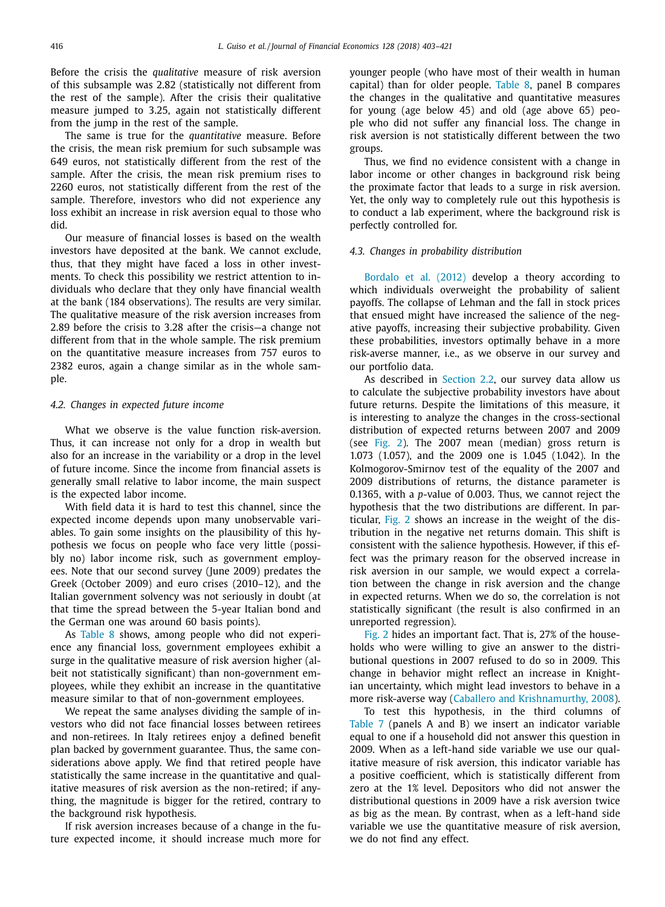Before the crisis the *qualitative* measure of risk aversion of this subsample was 2.82 (statistically not different from the rest of the sample). After the crisis their qualitative measure jumped to 3.25, again not statistically different from the jump in the rest of the sample.

The same is true for the *quantitative* measure. Before the crisis, the mean risk premium for such subsample was 649 euros, not statistically different from the rest of the sample. After the crisis, the mean risk premium rises to 2260 euros, not statistically different from the rest of the sample. Therefore, investors who did not experience any loss exhibit an increase in risk aversion equal to those who did.

Our measure of financial losses is based on the wealth investors have deposited at the bank. We cannot exclude, thus, that they might have faced a loss in other investments. To check this possibility we restrict attention to individuals who declare that they only have financial wealth at the bank (184 observations). The results are very similar. The qualitative measure of the risk aversion increases from 2.89 before the crisis to 3.28 after the crisis—a change not different from that in the whole sample. The risk premium on the quantitative measure increases from 757 euros to 2382 euros, again a change similar as in the whole sample.

### 4.2. Changes in expected future income

What we observe is the value function risk-aversion. Thus, it can increase not only for a drop in wealth but also for an increase in the variability or a drop in the level of future income. Since the income from financial assets is generally small relative to labor income, the main suspect is the expected labor income.

With field data it is hard to test this channel, since the expected income depends upon many unobservable variables. To gain some insights on the plausibility of this hypothesis we focus on people who face very little (possibly no) labor income risk, such as government employees. Note that our second survey (June 2009) predates the Greek (October 2009) and euro crises (2010–12), and the Italian government solvency was not seriously in doubt (at that time the spread between the 5-year Italian bond and the German one was around 60 basis points).

As Table 8 shows, among people who did not experience any financial loss, government employees exhibit a surge in the qualitative measure of risk aversion higher (albeit not statistically significant) than non-government employees, while they exhibit an increase in the quantitative measure similar to that of non-government employees.

We repeat the same analyses dividing the sample of investors who did not face financial losses between retirees and non-retirees. In Italy retirees enjoy a defined benefit plan backed by government guarantee. Thus, the same considerations above apply. We find that retired people have statistically the same increase in the quantitative and qualitative measures of risk aversion as the non-retired; if anything, the magnitude is bigger for the retired, contrary to the background risk hypothesis.

If risk aversion increases because of a change in the future expected income, it should increase much more for younger people (who have most of their wealth in human capital) than for older people. Table 8, panel B compares the changes in the qualitative and quantitative measures for young (age below 45) and old (age above 65) people who did not suffer any financial loss. The change in risk aversion is not statistically different between the two groups.

Thus, we find no evidence consistent with a change in labor income or other changes in background risk being the proximate factor that leads to a surge in risk aversion. Yet, the only way to completely rule out this hypothesis is to conduct a lab experiment, where the background risk is perfectly controlled for.

### 4.3. Changes in probability distribution

Bordalo et al. (2012) develop a theory according to which individuals overweight the probability of salient payoffs. The collapse of Lehman and the fall in stock prices that ensued might have increased the salience of the negative payoffs, increasing their subjective probability. Given these probabilities, investors optimally behave in a more risk-averse manner, i.e., as we observe in our survey and our portfolio data.

As described in Section 2.2, our survey data allow us to calculate the subjective probability investors have about future returns. Despite the limitations of this measure, it is interesting to analyze the changes in the cross-sectional distribution of expected returns between 2007 and 2009 (see Fig. 2). The 2007 mean (median) gross return is 1.073 (1.057), and the 2009 one is 1.045 (1.042). In the Kolmogorov-Smirnov test of the equality of the 2007 and 2009 distributions of returns, the distance parameter is 0.1365, with a *p*-value of 0.003. Thus, we cannot reject the hypothesis that the two distributions are different. In particular, Fig. 2 shows an increase in the weight of the distribution in the negative net returns domain. This shift is consistent with the salience hypothesis. However, if this effect was the primary reason for the observed increase in risk aversion in our sample, we would expect a correlation between the change in risk aversion and the change in expected returns. When we do so, the correlation is not statistically significant (the result is also confirmed in an unreported regression).

Fig. 2 hides an important fact. That is, 27% of the households who were willing to give an answer to the distributional questions in 2007 refused to do so in 2009. This change in behavior might reflect an increase in Knightian uncertainty, which might lead investors to behave in a more risk-averse way (Caballero and Krishnamurthy, 2008).

To test this hypothesis, in the third columns of Table 7 (panels A and B) we insert an indicator variable equal to one if a household did not answer this question in 2009. When as a left-hand side variable we use our qualitative measure of risk aversion, this indicator variable has a positive coefficient, which is statistically different from zero at the 1% level. Depositors who did not answer the distributional questions in 2009 have a risk aversion twice as big as the mean. By contrast, when as a left-hand side variable we use the quantitative measure of risk aversion, we do not find any effect.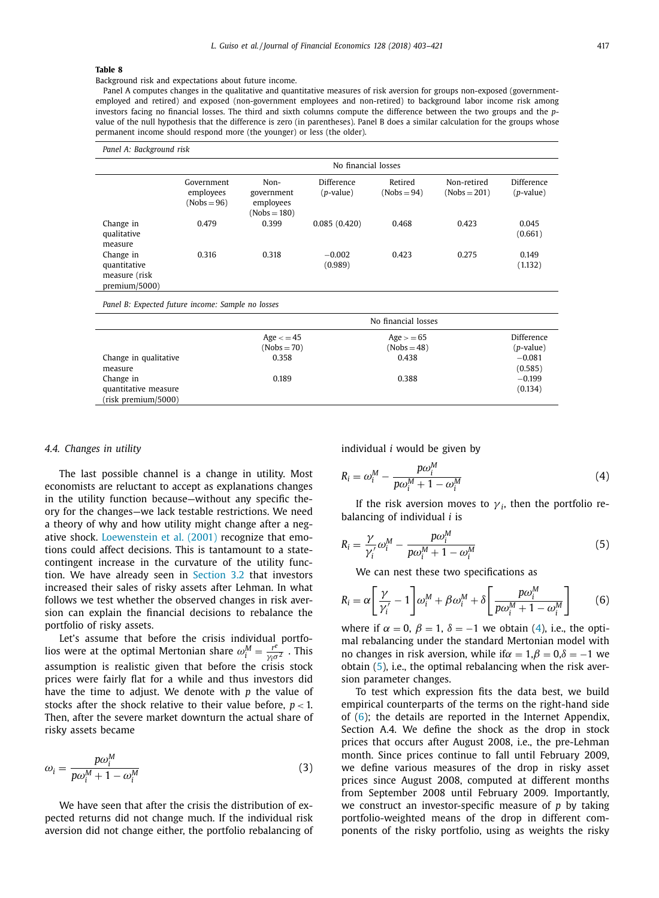**Table 8**

Background risk and expectations about future income.

Panel A computes changes in the qualitative and quantitative measures of risk aversion for groups non-exposed (government-employed and retired) and exposed (non-government employees and non-retired) to background labor income risk among investors facing no financial losses. The third and sixth columns compute the difference between the two groups and the $p$-value of the null hypothesis that the difference is zero (in parentheses). Panel B does a similar calculation for the groups whose permanent income should respond more (the younger) or less (the older).

*Panel A: Background risk*

| | No financial losses | | | | | |
|---|---|---|---|---|---|---|
| | Government employees (Nobs = 96) | Non-government employees (Nobs = 180) | Difference ($p$-value) | Retired (Nobs = 94) | Non-retired (Nobs = 201) | Difference ($p$-value) |
| Change in qualitative measure | 0.479 | 0.399 | 0.085 (0.420) | 0.468 | 0.423 | 0.045 (0.661) |
| Change in quantitative measure (risk premium/5000) | 0.316 | 0.318 | −0.002 (0.989) | 0.423 | 0.275 | 0.149 (1.132) |

*Panel B: Expected future income: Sample no losses*

| | No financial losses | | |
|---|---|---|---|
| | Age <= 45 (Nobs = 70) | Age >= 65 (Nobs = 48) | Difference ($p$-value) |
| Change in qualitative measure | 0.358 | 0.438 | −0.081 (0.585) |
| Change in quantitative measure (risk premium/5000) | 0.189 | 0.388 | −0.199 (0.134) |

### 4.4. Changes in utility

The last possible channel is a change in utility. Most economists are reluctant to accept as explanations changes in the utility function because—without any specific theory for the changes—we lack testable restrictions. We need a theory of why and how utility might change after a negative shock. Loewenstein et al. (2001) recognize that emotions could affect decisions. This is tantamount to a state-contingent increase in the curvature of the utility function. We have already seen in Section 3.2 that investors increased their sales of risky assets after Lehman. In what follows we test whether the observed changes in risk aversion can explain the financial decisions to rebalance the portfolio of risky assets.

Let's assume that before the crisis individual portfolios were at the optimal Mertonian share $\omega_i^M = \frac{r^e}{\gamma_i \sigma^2}$ . This assumption is realistic given that before the crisis stock prices were fairly flat for a while and thus investors did have the time to adjust. We denote with $p$ the value of stocks after the shock relative to their value before, $p < 1$. Then, after the severe market downturn the actual share of risky assets became

$$\omega_i = \frac{p\omega_i^M}{p\omega_i^M + 1 - \omega_i^M} \tag{3}$$

We have seen that after the crisis the distribution of expected returns did not change much. If the individual risk aversion did not change either, the portfolio rebalancing of individual $i$ would be given by

$$R_i = \omega_i^M - \frac{p\omega_i^M}{p\omega_i^M + 1 - \omega_i^M} \tag{4}$$

If the risk aversion moves to $\gamma_i$, then the portfolio rebalancing of individual $i$ is

$$R_i = \frac{\gamma}{\gamma_i'}\omega_i^M - \frac{p\omega_i^M}{p\omega_i^M + 1 - \omega_i^M} \tag{5}$$

We can nest these two specifications as

$$R_i = \alpha\left[\frac{\gamma}{\gamma_i'} - 1\right]\omega_i^M + \beta\omega_i^M + \delta\left[\frac{p\omega_i^M}{p\omega_i^M + 1 - \omega_i^M}\right] \tag{6}$$

where if $\alpha = 0$, $\beta = 1$, $\delta = -1$ we obtain (4), i.e., the optimal rebalancing under the standard Mertonian model with no changes in risk aversion, while if $\alpha = 1, \beta = 0, \delta = -1$ we obtain (5), i.e., the optimal rebalancing when the risk aversion parameter changes.

To test which expression fits the data best, we build empirical counterparts of the terms on the right-hand side of (6); the details are reported in the Internet Appendix, Section A.4. We define the shock as the drop in stock prices that occurs after August 2008, i.e., the pre-Lehman month. Since prices continue to fall until February 2009, we define various measures of the drop in risky asset prices since August 2008, computed at different months from September 2008 until February 2009. Importantly, we construct an investor-specific measure of $p$ by taking portfolio-weighted means of the drop in different components of the risky portfolio, using as weights the risky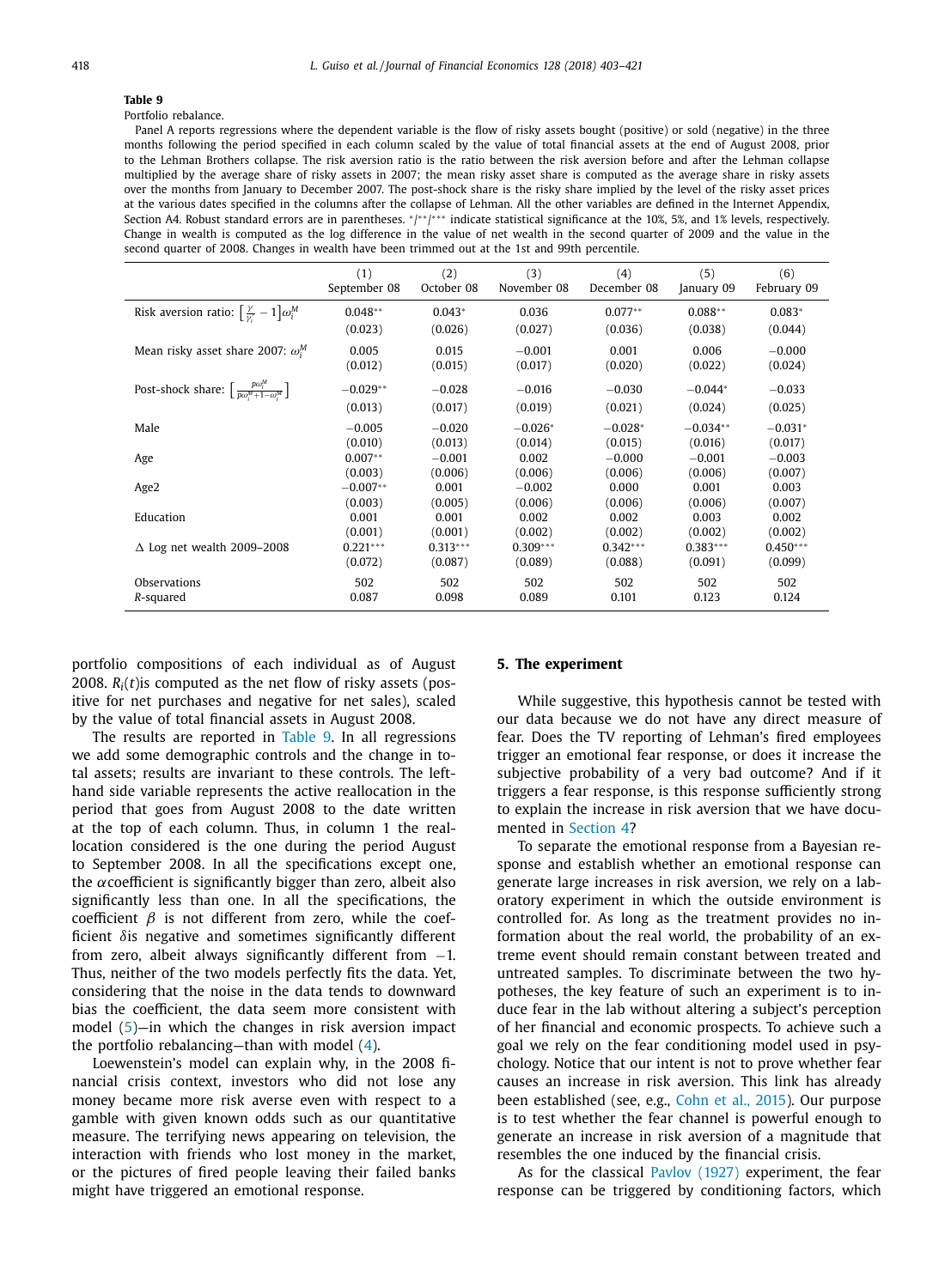**Table 9**

Portfolio rebalance.

Panel A reports regressions where the dependent variable is the flow of risky assets bought (positive) or sold (negative) in the three months following the period specified in each column scaled by the value of total financial assets at the end of August 2008, prior to the Lehman Brothers collapse. The risk aversion ratio is the ratio between the risk aversion before and after the Lehman collapse multiplied by the average share of risky assets in 2007; the mean risky asset share is computed as the average share in risky assets over the months from January to December 2007. The post-shock share is the risky share implied by the level of the risky asset prices at the various dates specified in the columns after the collapse of Lehman. All the other variables are defined in the Internet Appendix, Section A4. Robust standard errors are in parentheses. \*/\*\*/\*\*\* indicate statistical significance at the 10%, 5%, and 1% levels, respectively. Change in wealth is computed as the log difference in the value of net wealth in the second quarter of 2009 and the value in the second quarter of 2008. Changes in wealth have been trimmed out at the 1st and 99th percentile.

| | (1) September 08 | (2) October 08 | (3) November 08 | (4) December 08 | (5) January 09 | (6) February 09 |
|---|---|---|---|---|---|---|
| Risk aversion ratio: $\left[\frac{\gamma}{\gamma_i}-1\right]\omega_i^M$ | 0.048\*\* | 0.043\* | 0.036 | 0.077\*\* | 0.088\*\* | 0.083\* |
| | (0.023) | (0.026) | (0.027) | (0.036) | (0.038) | (0.044) |
| Mean risky asset share 2007: $\omega_i^M$ | 0.005 | 0.015 | −0.001 | 0.001 | 0.006 | −0.000 |
| | (0.012) | (0.015) | (0.017) | (0.020) | (0.022) | (0.024) |
| Post-shock share: $\left[\frac{p\omega_i^M}{p\omega_i^M+1-\omega_i^M}\right]$ | −0.029\*\* | −0.028 | −0.016 | −0.030 | −0.044\* | −0.033 |
| | (0.013) | (0.017) | (0.019) | (0.021) | (0.024) | (0.025) |
| Male | −0.005 | −0.020 | −0.026\* | −0.028\* | −0.034\*\* | −0.031\* |
| | (0.010) | (0.013) | (0.014) | (0.015) | (0.016) | (0.017) |
| Age | 0.007\*\* | −0.001 | 0.002 | −0.000 | −0.001 | −0.003 |
| | (0.003) | (0.006) | (0.006) | (0.006) | (0.006) | (0.007) |
| Age2 | −0.007\*\* | 0.001 | −0.002 | 0.000 | 0.001 | 0.003 |
| | (0.003) | (0.005) | (0.006) | (0.006) | (0.006) | (0.007) |
| Education | 0.001 | 0.001 | 0.002 | 0.002 | 0.003 | 0.002 |
| | (0.001) | (0.001) | (0.002) | (0.002) | (0.002) | (0.002) |
| Δ Log net wealth 2009–2008 | 0.221\*\*\* | 0.313\*\*\* | 0.309\*\*\* | 0.342\*\*\* | 0.383\*\*\* | 0.450\*\*\* |
| | (0.072) | (0.087) | (0.089) | (0.088) | (0.091) | (0.099) |
| Observations | 502 | 502 | 502 | 502 | 502 | 502 |
| $R$-squared | 0.087 | 0.098 | 0.089 | 0.101 | 0.123 | 0.124 |

portfolio compositions of each individual as of August 2008. $R_i(t)$ is computed as the net flow of risky assets (positive for net purchases and negative for net sales), scaled by the value of total financial assets in August 2008.

The results are reported in Table 9. In all regressions we add some demographic controls and the change in total assets; results are invariant to these controls. The left-hand side variable represents the active reallocation in the period that goes from August 2008 to the date written at the top of each column. Thus, in column 1 the reallocation considered is the one during the period August to September 2008. In all the specifications except one, the $\alpha$ coefficient is significantly bigger than zero, albeit also significantly less than one. In all the specifications, the coefficient $\beta$ is not different from zero, while the coefficient $\delta$ is negative and sometimes significantly different from zero, albeit always significantly different from −1. Thus, neither of the two models perfectly fits the data. Yet, considering that the noise in the data tends to downward bias the coefficient, the data seem more consistent with model (5)—in which the changes in risk aversion impact the portfolio rebalancing—than with model (4).

Loewenstein's model can explain why, in the 2008 financial crisis context, investors who did not lose any money became more risk averse even with respect to a gamble with given known odds such as our quantitative measure. The terrifying news appearing on television, the interaction with friends who lost money in the market, or the pictures of fired people leaving their failed banks might have triggered an emotional response.

## 5. The experiment

While suggestive, this hypothesis cannot be tested with our data because we do not have any direct measure of fear. Does the TV reporting of Lehman's fired employees trigger an emotional fear response, or does it increase the subjective probability of a very bad outcome? And if it triggers a fear response, is this response sufficiently strong to explain the increase in risk aversion that we have documented in Section 4?

To separate the emotional response from a Bayesian response and establish whether an emotional response can generate large increases in risk aversion, we rely on a laboratory experiment in which the outside environment is controlled for. As long as the treatment provides no information about the real world, the probability of an extreme event should remain constant between treated and untreated samples. To discriminate between the two hypotheses, the key feature of such an experiment is to induce fear in the lab without altering a subject's perception of her financial and economic prospects. To achieve such a goal we rely on the fear conditioning model used in psychology. Notice that our intent is not to prove whether fear causes an increase in risk aversion. This link has already been established (see, e.g., Cohn et al., 2015). Our purpose is to test whether the fear channel is powerful enough to generate an increase in risk aversion of a magnitude that resembles the one induced by the financial crisis.

As for the classical Pavlov (1927) experiment, the fear response can be triggered by conditioning factors, which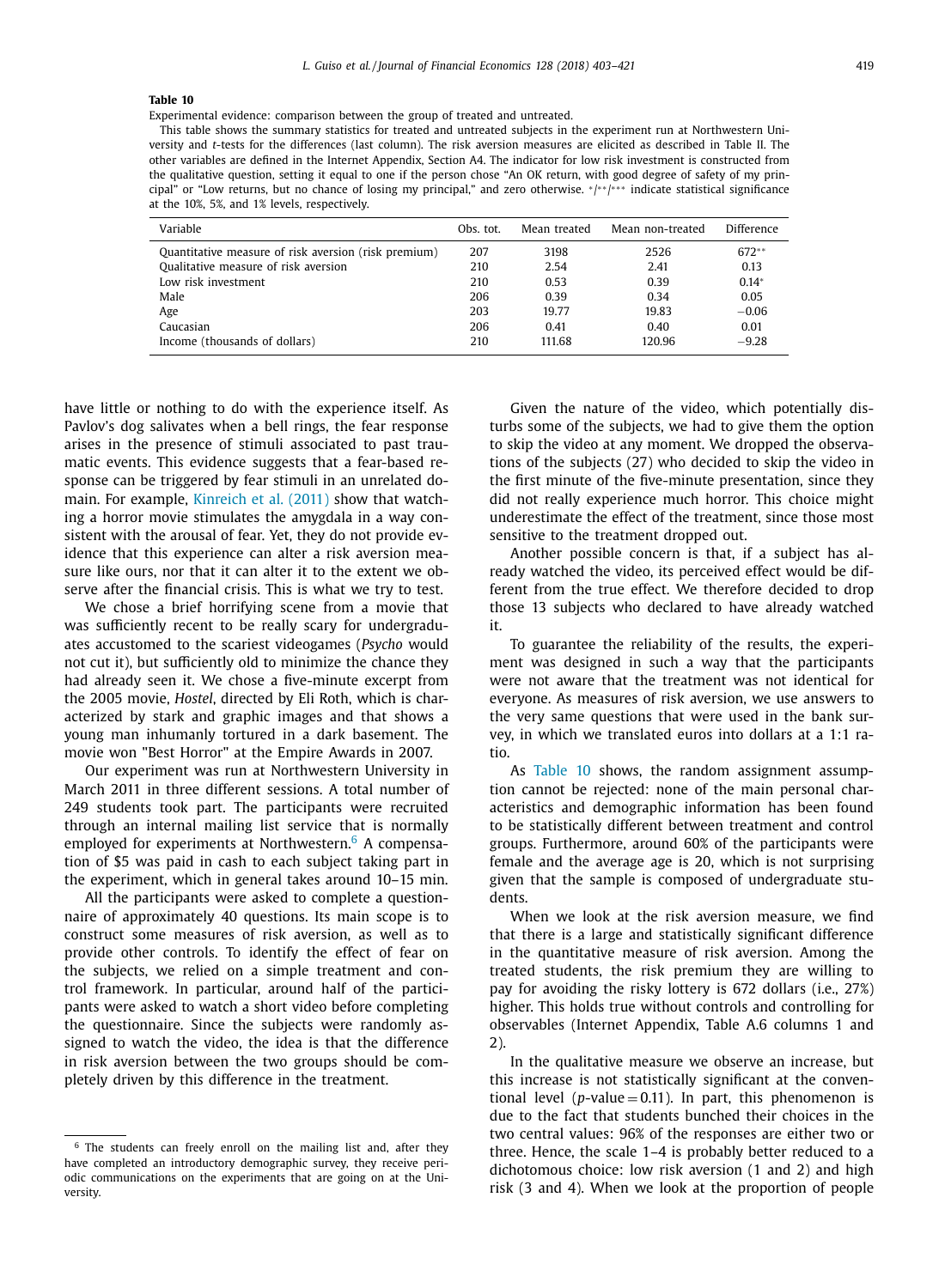**Table 10**

Experimental evidence: comparison between the group of treated and untreated.

This table shows the summary statistics for treated and untreated subjects in the experiment run at Northwestern University and *t*-tests for the differences (last column). The risk aversion measures are elicited as described in Table II. The other variables are defined in the Internet Appendix, Section A4. The indicator for low risk investment is constructed from the qualitative question, setting it equal to one if the person chose "An OK return, with good degree of safety of my principal" or "Low returns, but no chance of losing my principal," and zero otherwise. */**/*** indicate statistical significance at the 10%, 5%, and 1% levels, respectively.

| Variable | Obs. tot. | Mean treated | Mean non-treated | Difference |
|---|---|---|---|---|
| Quantitative measure of risk aversion (risk premium) | 207 | 3198 | 2526 | 672** |
| Qualitative measure of risk aversion | 210 | 2.54 | 2.41 | 0.13 |
| Low risk investment | 210 | 0.53 | 0.39 | 0.14* |
| Male | 206 | 0.39 | 0.34 | 0.05 |
| Age | 203 | 19.77 | 19.83 | −0.06 |
| Caucasian | 206 | 0.41 | 0.40 | 0.01 |
| Income (thousands of dollars) | 210 | 111.68 | 120.96 | −9.28 |

have little or nothing to do with the experience itself. As Pavlov's dog salivates when a bell rings, the fear response arises in the presence of stimuli associated to past traumatic events. This evidence suggests that a fear-based response can be triggered by fear stimuli in an unrelated domain. For example, Kinreich et al. (2011) show that watching a horror movie stimulates the amygdala in a way consistent with the arousal of fear. Yet, they do not provide evidence that this experience can alter a risk aversion measure like ours, nor that it can alter it to the extent we observe after the financial crisis. This is what we try to test.

We chose a brief horrifying scene from a movie that was sufficiently recent to be really scary for undergraduates accustomed to the scariest videogames (*Psycho* would not cut it), but sufficiently old to minimize the chance they had already seen it. We chose a five-minute excerpt from the 2005 movie, *Hostel*, directed by Eli Roth, which is characterized by stark and graphic images and that shows a young man inhumanly tortured in a dark basement. The movie won "Best Horror" at the Empire Awards in 2007.

Our experiment was run at Northwestern University in March 2011 in three different sessions. A total number of 249 students took part. The participants were recruited through an internal mailing list service that is normally employed for experiments at Northwestern.[6] A compensation of $5 was paid in cash to each subject taking part in the experiment, which in general takes around 10–15 min.

All the participants were asked to complete a questionnaire of approximately 40 questions. Its main scope is to construct some measures of risk aversion, as well as to provide other controls. To identify the effect of fear on the subjects, we relied on a simple treatment and control framework. In particular, around half of the participants were asked to watch a short video before completing the questionnaire. Since the subjects were randomly assigned to watch the video, the idea is that the difference in risk aversion between the two groups should be completely driven by this difference in the treatment.

Given the nature of the video, which potentially disturbs some of the subjects, we had to give them the option to skip the video at any moment. We dropped the observations of the subjects (27) who decided to skip the video in the first minute of the five-minute presentation, since they did not really experience much horror. This choice might underestimate the effect of the treatment, since those most sensitive to the treatment dropped out.

Another possible concern is that, if a subject has already watched the video, its perceived effect would be different from the true effect. We therefore decided to drop those 13 subjects who declared to have already watched it.

To guarantee the reliability of the results, the experiment was designed in such a way that the participants were not aware that the treatment was not identical for everyone. As measures of risk aversion, we use answers to the very same questions that were used in the bank survey, in which we translated euros into dollars at a 1:1 ratio.

As Table 10 shows, the random assignment assumption cannot be rejected: none of the main personal characteristics and demographic information has been found to be statistically different between treatment and control groups. Furthermore, around 60% of the participants were female and the average age is 20, which is not surprising given that the sample is composed of undergraduate students.

When we look at the risk aversion measure, we find that there is a large and statistically significant difference in the quantitative measure of risk aversion. Among the treated students, the risk premium they are willing to pay for avoiding the risky lottery is 672 dollars (i.e., 27%) higher. This holds true without controls and controlling for observables (Internet Appendix, Table A.6 columns 1 and 2).

In the qualitative measure we observe an increase, but this increase is not statistically significant at the conventional level ($p$-value = 0.11). In part, this phenomenon is due to the fact that students bunched their choices in the two central values: 96% of the responses are either two or three. Hence, the scale 1–4 is probably better reduced to a dichotomous choice: low risk aversion (1 and 2) and high risk (3 and 4). When we look at the proportion of people

[6] The students can freely enroll on the mailing list and, after they have completed an introductory demographic survey, they receive periodic communications on the experiments that are going on at the University.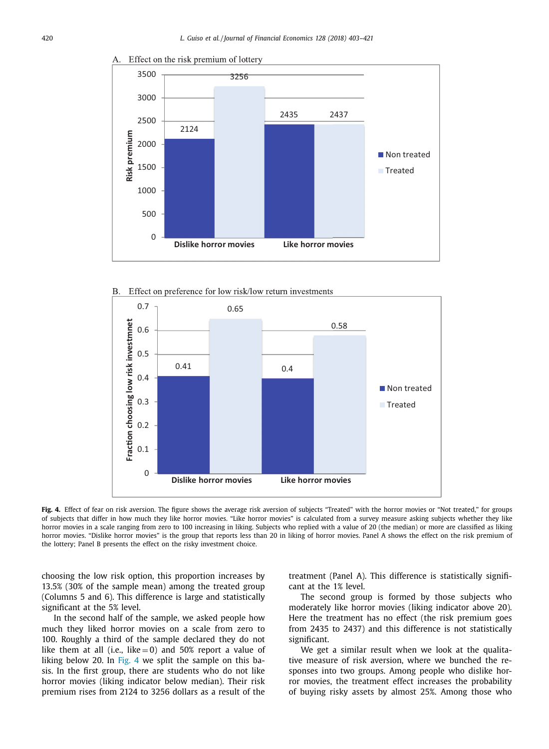A. Effect on the risk premium of lottery

B. Effect on preference for low risk/low return investments

**Fig. 4.** Effect of fear on risk aversion. The figure shows the average risk aversion of subjects "Treated" with the horror movies or "Not treated," for groups of subjects that differ in how much they like horror movies. "Like horror movies" is calculated from a survey measure asking subjects whether they like horror movies in a scale ranging from zero to 100 increasing in liking. Subjects who replied with a value of 20 (the median) or more are classified as liking horror movies. "Dislike horror movies" is the group that reports less than 20 in liking of horror movies. Panel A shows the effect on the risk premium of the lottery; Panel B presents the effect on the risky investment choice.

choosing the low risk option, this proportion increases by 13.5% (30% of the sample mean) among the treated group (Columns 5 and 6). This difference is large and statistically significant at the 5% level.

In the second half of the sample, we asked people how much they liked horror movies on a scale from zero to 100. Roughly a third of the sample declared they do not like them at all (i.e., like = 0) and 50% report a value of liking below 20. In Fig. 4 we split the sample on this basis. In the first group, there are students who do not like horror movies (liking indicator below median). Their risk premium rises from 2124 to 3256 dollars as a result of the treatment (Panel A). This difference is statistically significant at the 1% level.

The second group is formed by those subjects who moderately like horror movies (liking indicator above 20). Here the treatment has no effect (the risk premium goes from 2435 to 2437) and this difference is not statistically significant.

We get a similar result when we look at the qualitative measure of risk aversion, where we bunched the responses into two groups. Among people who dislike horror movies, the treatment effect increases the probability of buying risky assets by almost 25%. Among those who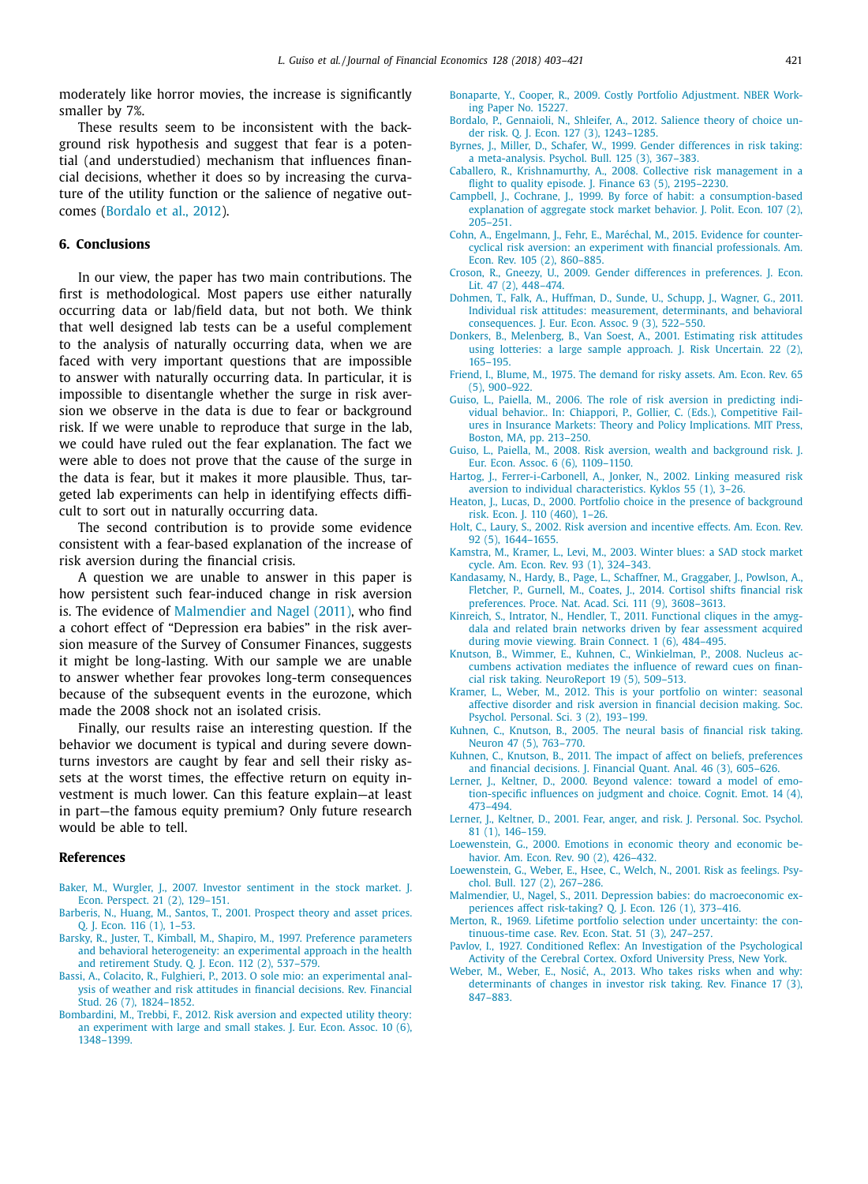moderately like horror movies, the increase is significantly smaller by 7%.

These results seem to be inconsistent with the background risk hypothesis and suggest that fear is a potential (and understudied) mechanism that influences financial decisions, whether it does so by increasing the curvature of the utility function or the salience of negative outcomes (Bordalo et al., 2012).

## 6. Conclusions

In our view, the paper has two main contributions. The first is methodological. Most papers use either naturally occurring data or lab/field data, but not both. We think that well designed lab tests can be a useful complement to the analysis of naturally occurring data, when we are faced with very important questions that are impossible to answer with naturally occurring data. In particular, it is impossible to disentangle whether the surge in risk aversion we observe in the data is due to fear or background risk. If we were unable to reproduce that surge in the lab, we could have ruled out the fear explanation. The fact we were able to does not prove that the cause of the surge in the data is fear, but it makes it more plausible. Thus, targeted lab experiments can help in identifying effects difficult to sort out in naturally occurring data.

The second contribution is to provide some evidence consistent with a fear-based explanation of the increase of risk aversion during the financial crisis.

A question we are unable to answer in this paper is how persistent such fear-induced change in risk aversion is. The evidence of Malmendier and Nagel (2011), who find a cohort effect of "Depression era babies" in the risk aversion measure of the Survey of Consumer Finances, suggests it might be long-lasting. With our sample we are unable to answer whether fear provokes long-term consequences because of the subsequent events in the eurozone, which made the 2008 shock not an isolated crisis.

Finally, our results raise an interesting question. If the behavior we document is typical and during severe downturns investors are caught by fear and sell their risky assets at the worst times, the effective return on equity investment is much lower. Can this feature explain—at least in part—the famous equity premium? Only future research would be able to tell.

## References

Baker, M., Wurgler, J., 2007. Investor sentiment in the stock market. J. Econ. Perspect. 21 (2), 129–151.

Barberis, N., Huang, M., Santos, T., 2001. Prospect theory and asset prices. Q. J. Econ. 116 (1), 1–53.

Barsky, R., Juster, T., Kimball, M., Shapiro, M., 1997. Preference parameters and behavioral heterogeneity: an experimental approach in the health and retirement Study. Q. J. Econ. 112 (2), 537–579.

Bassi, A., Colacito, R., Fulghieri, P., 2013. O sole mio: an experimental analysis of weather and risk attitudes in financial decisions. Rev. Financial Stud. 26 (7), 1824–1852.

Bombardini, M., Trebbi, F., 2012. Risk aversion and expected utility theory: an experiment with large and small stakes. J. Eur. Econ. Assoc. 10 (6), 1348–1399.

Bonaparte, Y., Cooper, R., 2009. Costly Portfolio Adjustment. NBER Working Paper No. 15227.

Bordalo, P., Gennaioli, N., Shleifer, A., 2012. Salience theory of choice under risk. Q. J. Econ. 127 (3), 1243–1285.

Byrnes, J., Miller, D., Schafer, W., 1999. Gender differences in risk taking: a meta-analysis. Psychol. Bull. 125 (3), 367–383.

Caballero, R., Krishnamurthy, A., 2008. Collective risk management in a flight to quality episode. J. Finance 63 (5), 2195–2230.

Campbell, J., Cochrane, J., 1999. By force of habit: a consumption-based explanation of aggregate stock market behavior. J. Polit. Econ. 107 (2), 205–251.

Cohn, A., Engelmann, J., Fehr, E., Maréchal, M., 2015. Evidence for countercyclical risk aversion: an experiment with financial professionals. Am. Econ. Rev. 105 (2), 860–885.

Croson, R., Gneezy, U., 2009. Gender differences in preferences. J. Econ. Lit. 47 (2), 448–474.

Dohmen, T., Falk, A., Huffman, D., Sunde, U., Schupp, J., Wagner, G., 2011. Individual risk attitudes: measurement, determinants, and behavioral consequences. J. Eur. Econ. Assoc. 9 (3), 522–550.

Donkers, B., Melenberg, B., Van Soest, A., 2001. Estimating risk attitudes using lotteries: a large sample approach. J. Risk Uncertain. 22 (2), 165–195.

Friend, I., Blume, M., 1975. The demand for risky assets. Am. Econ. Rev. 65 (5), 900–922.

Guiso, L., Paiella, M., 2006. The role of risk aversion in predicting individual behavior.. In: Chiappori, P., Gollier, C. (Eds.), Competitive Failures in Insurance Markets: Theory and Policy Implications. MIT Press, Boston, MA, pp. 213–250.

Guiso, L., Paiella, M., 2008. Risk aversion, wealth and background risk. J. Eur. Econ. Assoc. 6 (6), 1109–1150.

Hartog, J., Ferrer-i-Carbonell, A., Jonker, N., 2002. Linking measured risk aversion to individual characteristics. Kyklos 55 (1), 3–26.

Heaton, J., Lucas, D., 2000. Portfolio choice in the presence of background risk. Econ. J. 110 (460), 1–26.

Holt, C., Laury, S., 2002. Risk aversion and incentive effects. Am. Econ. Rev. 92 (5), 1644–1655.

Kamstra, M., Kramer, L., Levi, M., 2003. Winter blues: a SAD stock market cycle. Am. Econ. Rev. 93 (1), 324–343.

Kandasamy, N., Hardy, B., Page, L., Schaffner, M., Graggaber, J., Powlson, A., Fletcher, P., Gurnell, M., Coates, J., 2014. Cortisol shifts financial risk preferences. Proce. Nat. Acad. Sci. 111 (9), 3608–3613.

Kinreich, S., Intrator, N., Hendler, T., 2011. Functional cliques in the amygdala and related brain networks driven by fear assessment acquired during movie viewing. Brain Connect. 1 (6), 484–495.

Knutson, B., Wimmer, E., Kuhnen, C., Winkielman, P., 2008. Nucleus accumbens activation mediates the influence of reward cues on financial risk taking. NeuroReport 19 (5), 509–513.

Kramer, L., Weber, M., 2012. This is your portfolio on winter: seasonal affective disorder and risk aversion in financial decision making. Soc. Psychol. Personal. Sci. 3 (2), 193–199.

Kuhnen, C., Knutson, B., 2005. The neural basis of financial risk taking. Neuron 47 (5), 763–770.

Kuhnen, C., Knutson, B., 2011. The impact of affect on beliefs, preferences and financial decisions. J. Financial Quant. Anal. 46 (3), 605–626.

Lerner, J., Keltner, D., 2000. Beyond valence: toward a model of emotion-specific influences on judgment and choice. Cognit. Emot. 14 (4), 473–494.

Lerner, J., Keltner, D., 2001. Fear, anger, and risk. J. Personal. Soc. Psychol. 81 (1), 146–159.

Loewenstein, G., 2000. Emotions in economic theory and economic behavior. Am. Econ. Rev. 90 (2), 426–432.

Loewenstein, G., Weber, E., Hsee, C., Welch, N., 2001. Risk as feelings. Psychol. Bull. 127 (2), 267–286.

Malmendier, U., Nagel, S., 2011. Depression babies: do macroeconomic experiences affect risk-taking? Q. J. Econ. 126 (1), 373–416.

Merton, R., 1969. Lifetime portfolio selection under uncertainty: the continuous-time case. Rev. Econ. Stat. 51 (3), 247–257.

Pavlov, I., 1927. Conditioned Reflex: An Investigation of the Psychological Activity of the Cerebral Cortex. Oxford University Press, New York.

Weber, M., Weber, E., Nosić, A., 2013. Who takes risks when and why: determinants of changes in investor risk taking. Rev. Finance 17 (3), 847–883.